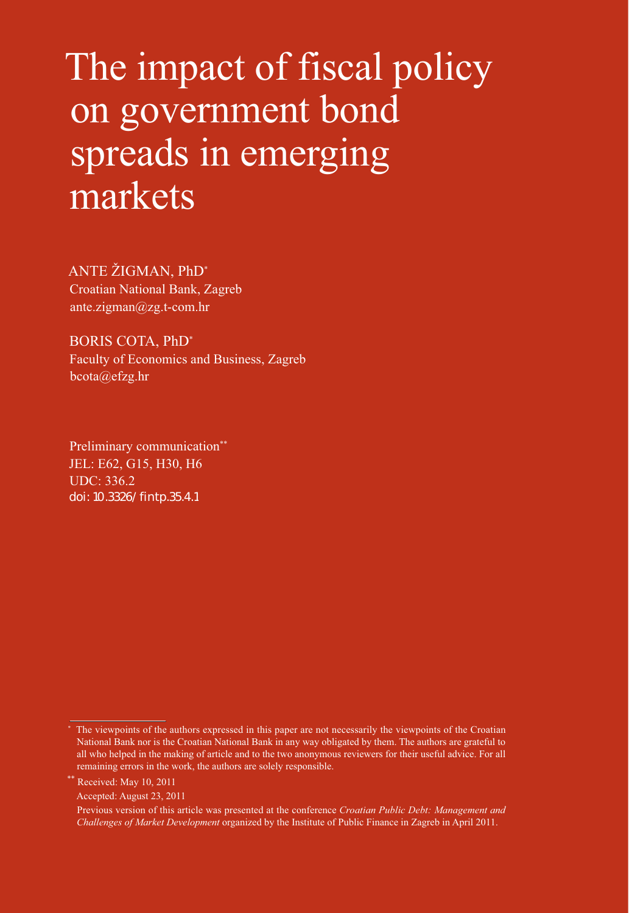# The impact of fiscal policy on government bond spreads in emerging markets

ANTE ŽIGMAN, PhD[*]
Croatian National Bank, Zagreb
ante.zigman@zg.t-com.hr

BORIS COTA, PhD[*]
Faculty of Economics and Business, Zagreb
bcota@efzg.hr

Preliminary communication[**]
JEL: E62, G15, H30, H6
UDC: 336.2
doi: 10.3326/fintp.35.4.1

---

[*] The viewpoints of the authors expressed in this paper are not necessarily the viewpoints of the Croatian National Bank nor is the Croatian National Bank in any way obligated by them. The authors are grateful to all who helped in the making of article and to the two anonymous reviewers for their useful advice. For all remaining errors in the work, the authors are solely responsible.

[**] Received: May 10, 2011

Accepted: August 23, 2011

Previous version of this article was presented at the conference *Croatian Public Debt: Management and Challenges of Market Development* organized by the Institute of Public Finance in Zagreb in April 2011.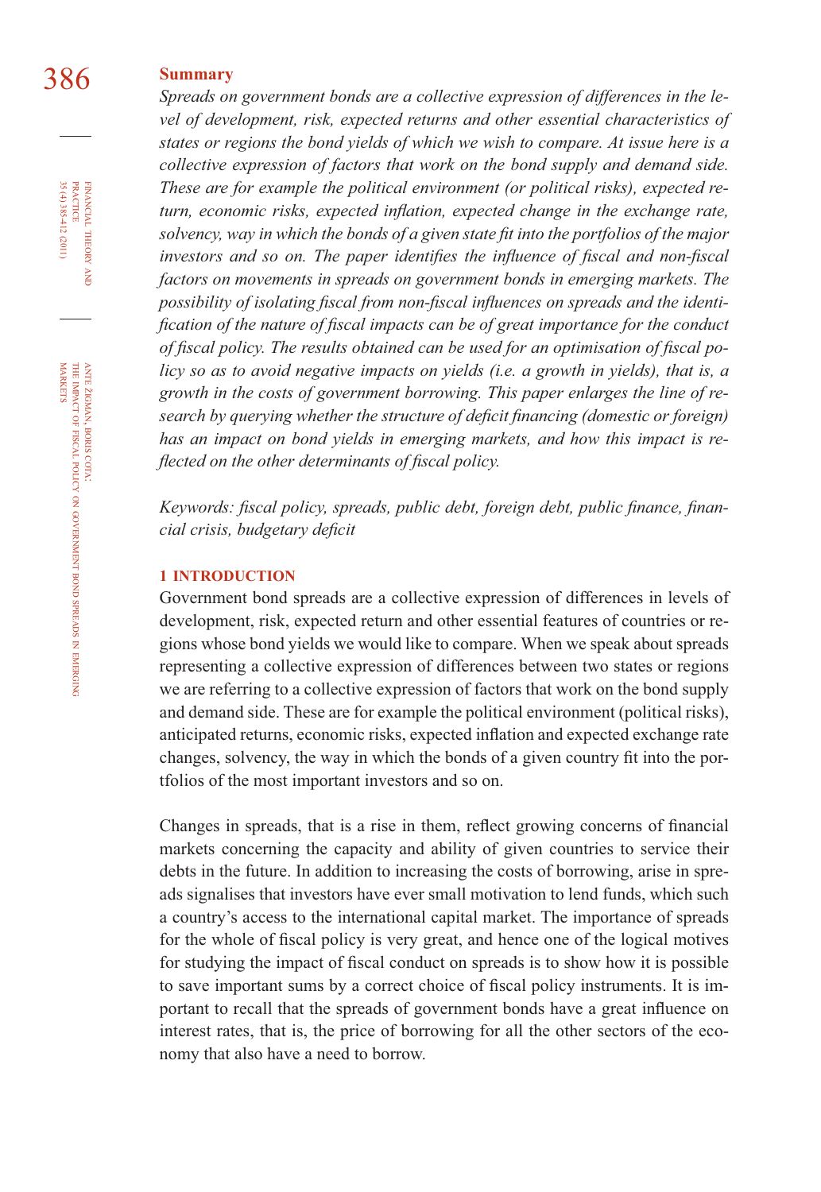## Summary

*Spreads on government bonds are a collective expression of differences in the level of development, risk, expected returns and other essential characteristics of states or regions the bond yields of which we wish to compare. At issue here is a collective expression of factors that work on the bond supply and demand side. These are for example the political environment (or political risks), expected return, economic risks, expected inflation, expected change in the exchange rate, solvency, way in which the bonds of a given state fit into the portfolios of the major investors and so on. The paper identifies the influence of fiscal and non-fiscal factors on movements in spreads on government bonds in emerging markets. The possibility of isolating fiscal from non-fiscal influences on spreads and the identification of the nature of fiscal impacts can be of great importance for the conduct of fiscal policy. The results obtained can be used for an optimisation of fiscal policy so as to avoid negative impacts on yields (i.e. a growth in yields), that is, a growth in the costs of government borrowing. This paper enlarges the line of research by querying whether the structure of deficit financing (domestic or foreign) has an impact on bond yields in emerging markets, and how this impact is reflected on the other determinants of fiscal policy.*

*Keywords: fiscal policy, spreads, public debt, foreign debt, public finance, financial crisis, budgetary deficit*

## 1 INTRODUCTION

Government bond spreads are a collective expression of differences in levels of development, risk, expected return and other essential features of countries or regions whose bond yields we would like to compare. When we speak about spreads representing a collective expression of differences between two states or regions we are referring to a collective expression of factors that work on the bond supply and demand side. These are for example the political environment (political risks), anticipated returns, economic risks, expected inflation and expected exchange rate changes, solvency, the way in which the bonds of a given country fit into the portfolios of the most important investors and so on.

Changes in spreads, that is a rise in them, reflect growing concerns of financial markets concerning the capacity and ability of given countries to service their debts in the future. In addition to increasing the costs of borrowing, arise in spreads signalises that investors have ever small motivation to lend funds, which such a country's access to the international capital market. The importance of spreads for the whole of fiscal policy is very great, and hence one of the logical motives for studying the impact of fiscal conduct on spreads is to show how it is possible to save important sums by a correct choice of fiscal policy instruments. It is important to recall that the spreads of government bonds have a great influence on interest rates, that is, the price of borrowing for all the other sectors of the economy that also have a need to borrow.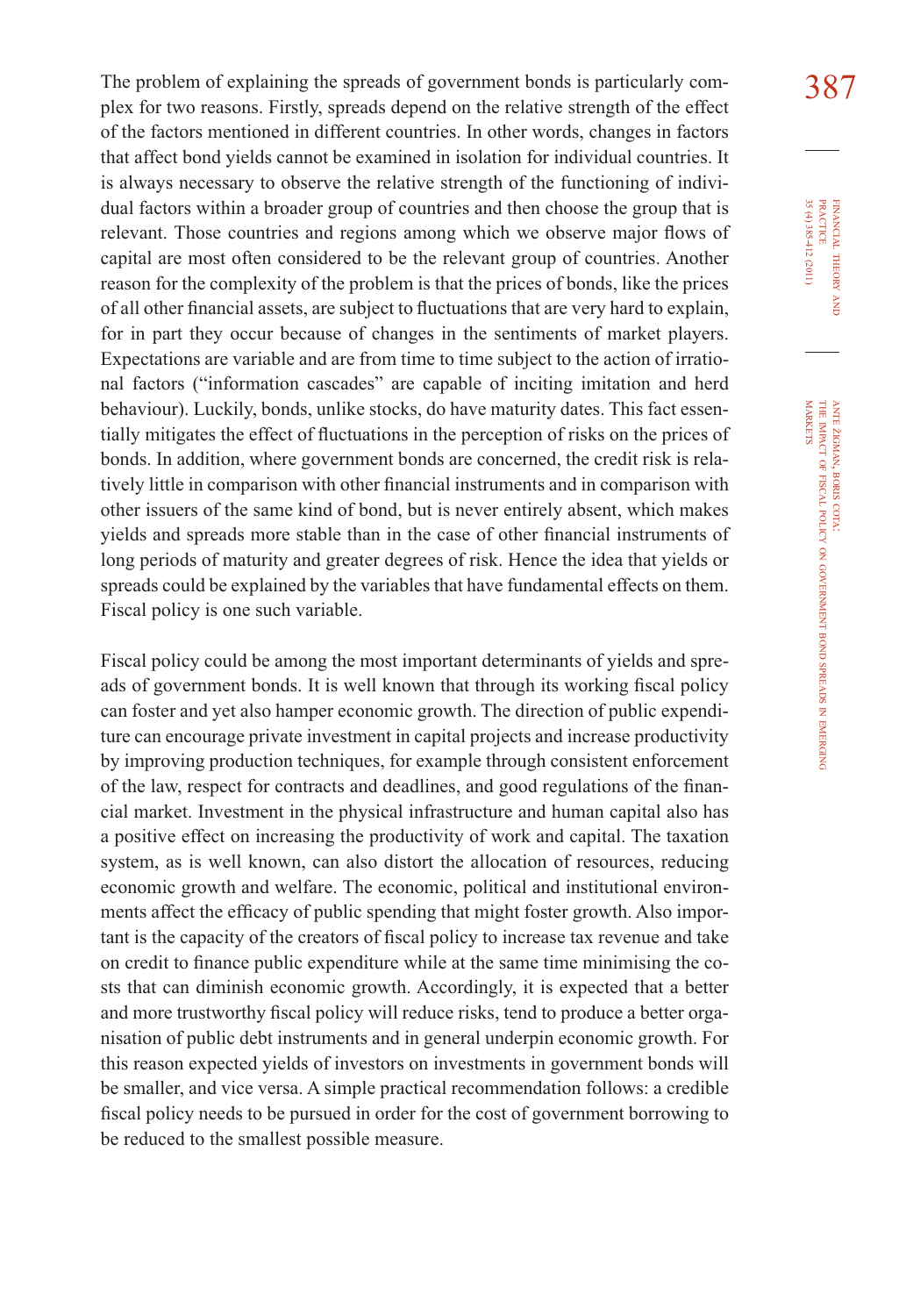The problem of explaining the spreads of government bonds is particularly complex for two reasons. Firstly, spreads depend on the relative strength of the effect of the factors mentioned in different countries. In other words, changes in factors that affect bond yields cannot be examined in isolation for individual countries. It is always necessary to observe the relative strength of the functioning of individual factors within a broader group of countries and then choose the group that is relevant. Those countries and regions among which we observe major flows of capital are most often considered to be the relevant group of countries. Another reason for the complexity of the problem is that the prices of bonds, like the prices of all other financial assets, are subject to fluctuations that are very hard to explain, for in part they occur because of changes in the sentiments of market players. Expectations are variable and are from time to time subject to the action of irrational factors ("information cascades" are capable of inciting imitation and herd behaviour). Luckily, bonds, unlike stocks, do have maturity dates. This fact essentially mitigates the effect of fluctuations in the perception of risks on the prices of bonds. In addition, where government bonds are concerned, the credit risk is relatively little in comparison with other financial instruments and in comparison with other issuers of the same kind of bond, but is never entirely absent, which makes yields and spreads more stable than in the case of other financial instruments of long periods of maturity and greater degrees of risk. Hence the idea that yields or spreads could be explained by the variables that have fundamental effects on them. Fiscal policy is one such variable.

Fiscal policy could be among the most important determinants of yields and spreads of government bonds. It is well known that through its working fiscal policy can foster and yet also hamper economic growth. The direction of public expenditure can encourage private investment in capital projects and increase productivity by improving production techniques, for example through consistent enforcement of the law, respect for contracts and deadlines, and good regulations of the financial market. Investment in the physical infrastructure and human capital also has a positive effect on increasing the productivity of work and capital. The taxation system, as is well known, can also distort the allocation of resources, reducing economic growth and welfare. The economic, political and institutional environments affect the efficacy of public spending that might foster growth. Also important is the capacity of the creators of fiscal policy to increase tax revenue and take on credit to finance public expenditure while at the same time minimising the costs that can diminish economic growth. Accordingly, it is expected that a better and more trustworthy fiscal policy will reduce risks, tend to produce a better organisation of public debt instruments and in general underpin economic growth. For this reason expected yields of investors on investments in government bonds will be smaller, and vice versa. A simple practical recommendation follows: a credible fiscal policy needs to be pursued in order for the cost of government borrowing to be reduced to the smallest possible measure.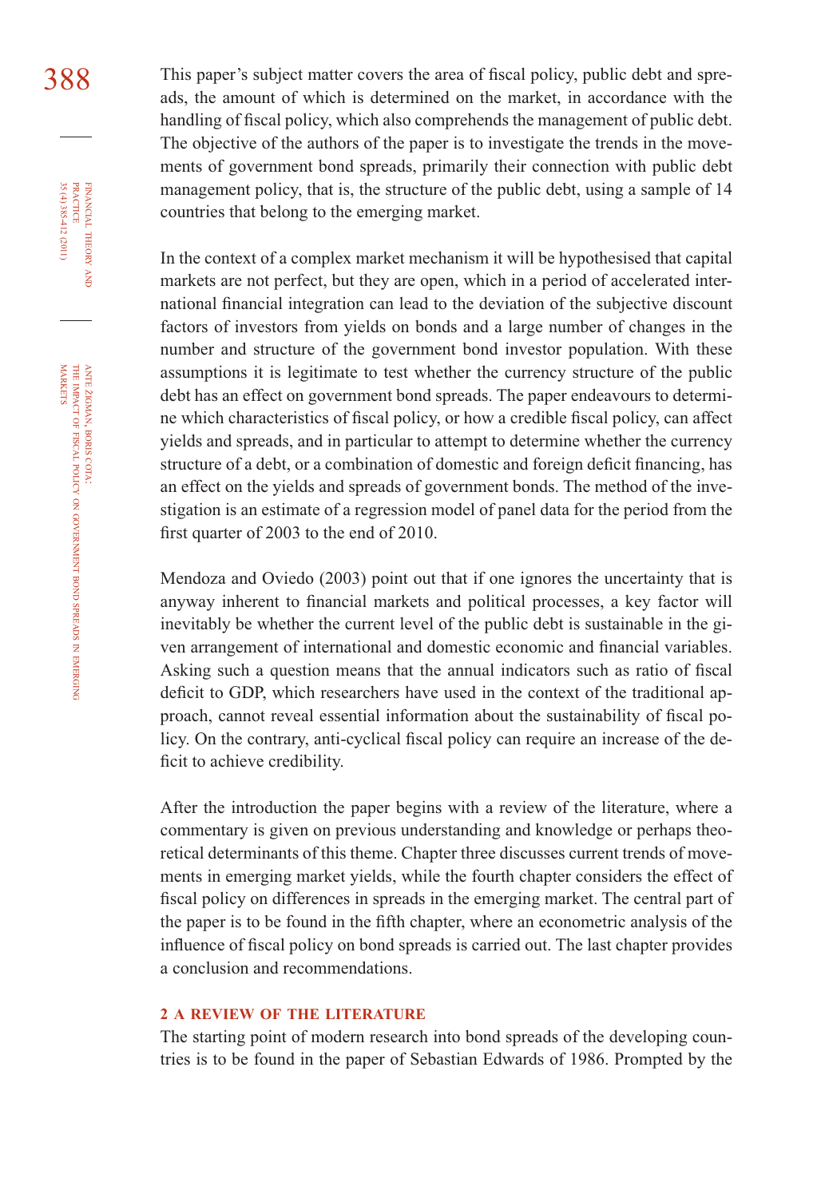This paper's subject matter covers the area of fiscal policy, public debt and spreads, the amount of which is determined on the market, in accordance with the handling of fiscal policy, which also comprehends the management of public debt. The objective of the authors of the paper is to investigate the trends in the movements of government bond spreads, primarily their connection with public debt management policy, that is, the structure of the public debt, using a sample of 14 countries that belong to the emerging market.

In the context of a complex market mechanism it will be hypothesised that capital markets are not perfect, but they are open, which in a period of accelerated international financial integration can lead to the deviation of the subjective discount factors of investors from yields on bonds and a large number of changes in the number and structure of the government bond investor population. With these assumptions it is legitimate to test whether the currency structure of the public debt has an effect on government bond spreads. The paper endeavours to determine which characteristics of fiscal policy, or how a credible fiscal policy, can affect yields and spreads, and in particular to attempt to determine whether the currency structure of a debt, or a combination of domestic and foreign deficit financing, has an effect on the yields and spreads of government bonds. The method of the investigation is an estimate of a regression model of panel data for the period from the first quarter of 2003 to the end of 2010.

Mendoza and Oviedo (2003) point out that if one ignores the uncertainty that is anyway inherent to financial markets and political processes, a key factor will inevitably be whether the current level of the public debt is sustainable in the given arrangement of international and domestic economic and financial variables. Asking such a question means that the annual indicators such as ratio of fiscal deficit to GDP, which researchers have used in the context of the traditional approach, cannot reveal essential information about the sustainability of fiscal policy. On the contrary, anti-cyclical fiscal policy can require an increase of the deficit to achieve credibility.

After the introduction the paper begins with a review of the literature, where a commentary is given on previous understanding and knowledge or perhaps theoretical determinants of this theme. Chapter three discusses current trends of movements in emerging market yields, while the fourth chapter considers the effect of fiscal policy on differences in spreads in the emerging market. The central part of the paper is to be found in the fifth chapter, where an econometric analysis of the influence of fiscal policy on bond spreads is carried out. The last chapter provides a conclusion and recommendations.

## 2 A REVIEW OF THE LITERATURE

The starting point of modern research into bond spreads of the developing countries is to be found in the paper of Sebastian Edwards of 1986. Prompted by the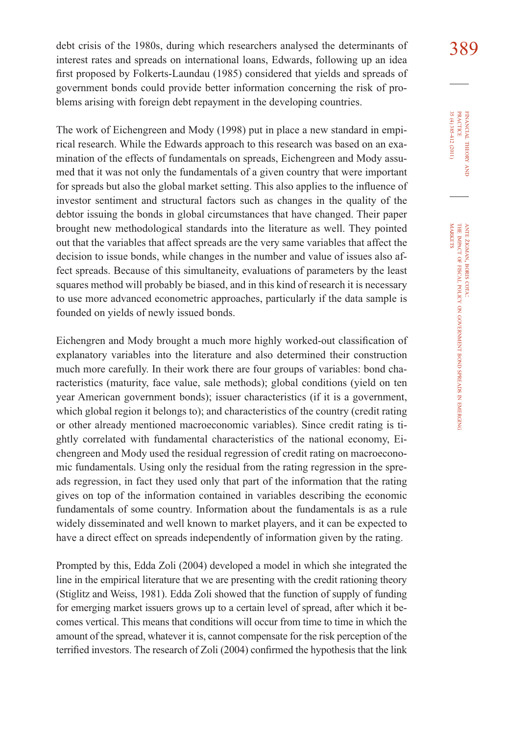debt crisis of the 1980s, during which researchers analysed the determinants of interest rates and spreads on international loans, Edwards, following up an idea first proposed by Folkerts-Laundau (1985) considered that yields and spreads of government bonds could provide better information concerning the risk of problems arising with foreign debt repayment in the developing countries.

The work of Eichengreen and Mody (1998) put in place a new standard in empirical research. While the Edwards approach to this research was based on an examination of the effects of fundamentals on spreads, Eichengreen and Mody assumed that it was not only the fundamentals of a given country that were important for spreads but also the global market setting. This also applies to the influence of investor sentiment and structural factors such as changes in the quality of the debtor issuing the bonds in global circumstances that have changed. Their paper brought new methodological standards into the literature as well. They pointed out that the variables that affect spreads are the very same variables that affect the decision to issue bonds, while changes in the number and value of issues also affect spreads. Because of this simultaneity, evaluations of parameters by the least squares method will probably be biased, and in this kind of research it is necessary to use more advanced econometric approaches, particularly if the data sample is founded on yields of newly issued bonds.

Eichengren and Mody brought a much more highly worked-out classification of explanatory variables into the literature and also determined their construction much more carefully. In their work there are four groups of variables: bond characteristics (maturity, face value, sale methods); global conditions (yield on ten year American government bonds); issuer characteristics (if it is a government, which global region it belongs to); and characteristics of the country (credit rating or other already mentioned macroeconomic variables). Since credit rating is tightly correlated with fundamental characteristics of the national economy, Eichengreen and Mody used the residual regression of credit rating on macroeconomic fundamentals. Using only the residual from the rating regression in the spreads regression, in fact they used only that part of the information that the rating gives on top of the information contained in variables describing the economic fundamentals of some country. Information about the fundamentals is as a rule widely disseminated and well known to market players, and it can be expected to have a direct effect on spreads independently of information given by the rating.

Prompted by this, Edda Zoli (2004) developed a model in which she integrated the line in the empirical literature that we are presenting with the credit rationing theory (Stiglitz and Weiss, 1981). Edda Zoli showed that the function of supply of funding for emerging market issuers grows up to a certain level of spread, after which it becomes vertical. This means that conditions will occur from time to time in which the amount of the spread, whatever it is, cannot compensate for the risk perception of the terrified investors. The research of Zoli (2004) confirmed the hypothesis that the link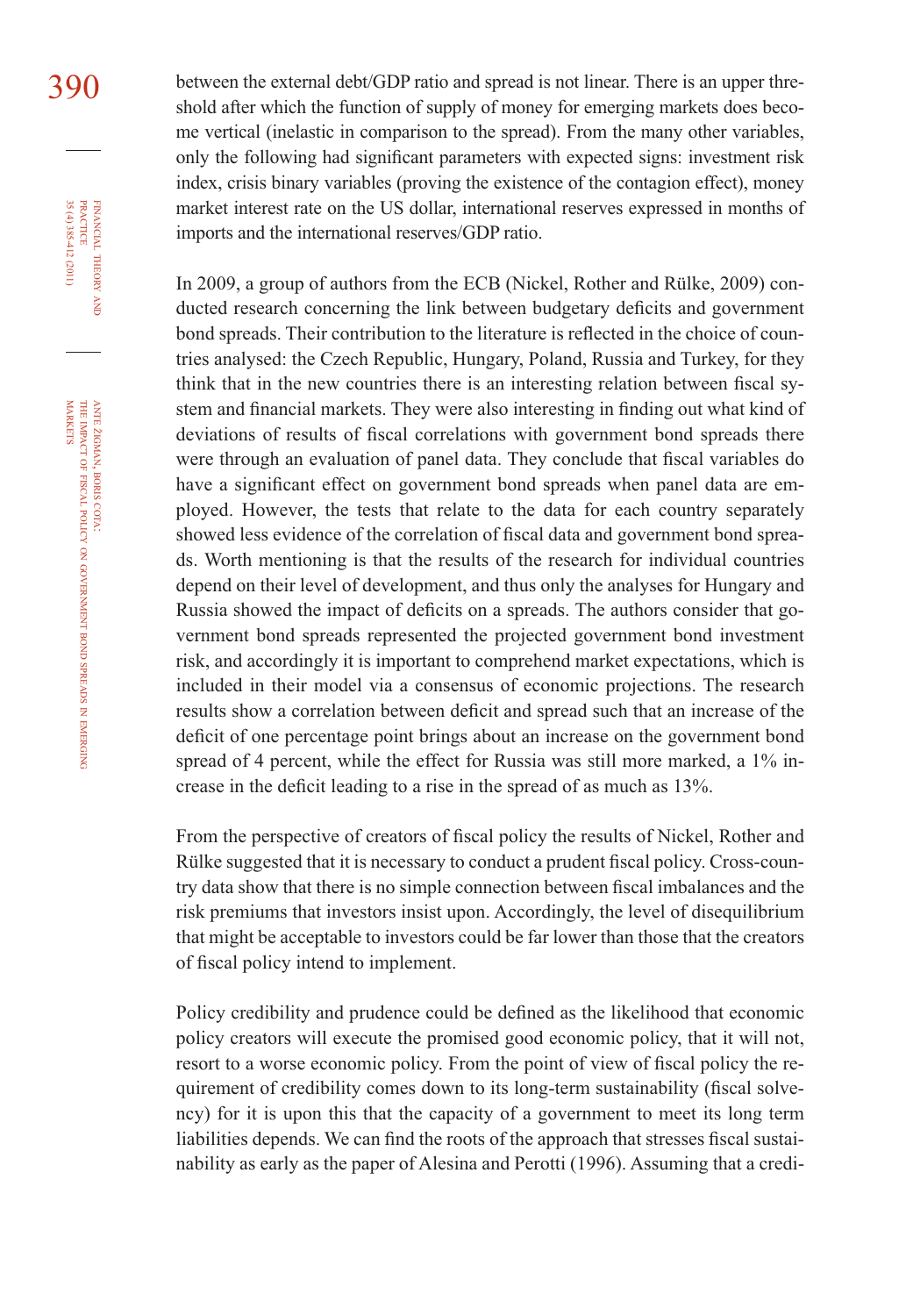between the external debt/GDP ratio and spread is not linear. There is an upper threshold after which the function of supply of money for emerging markets does become vertical (inelastic in comparison to the spread). From the many other variables, only the following had significant parameters with expected signs: investment risk index, crisis binary variables (proving the existence of the contagion effect), money market interest rate on the US dollar, international reserves expressed in months of imports and the international reserves/GDP ratio.

In 2009, a group of authors from the ECB (Nickel, Rother and Rülke, 2009) conducted research concerning the link between budgetary deficits and government bond spreads. Their contribution to the literature is reflected in the choice of countries analysed: the Czech Republic, Hungary, Poland, Russia and Turkey, for they think that in the new countries there is an interesting relation between fiscal system and financial markets. They were also interesting in finding out what kind of deviations of results of fiscal correlations with government bond spreads there were through an evaluation of panel data. They conclude that fiscal variables do have a significant effect on government bond spreads when panel data are employed. However, the tests that relate to the data for each country separately showed less evidence of the correlation of fiscal data and government bond spreads. Worth mentioning is that the results of the research for individual countries depend on their level of development, and thus only the analyses for Hungary and Russia showed the impact of deficits on a spreads. The authors consider that government bond spreads represented the projected government bond investment risk, and accordingly it is important to comprehend market expectations, which is included in their model via a consensus of economic projections. The research results show a correlation between deficit and spread such that an increase of the deficit of one percentage point brings about an increase on the government bond spread of 4 percent, while the effect for Russia was still more marked, a 1% increase in the deficit leading to a rise in the spread of as much as 13%.

From the perspective of creators of fiscal policy the results of Nickel, Rother and Rülke suggested that it is necessary to conduct a prudent fiscal policy. Cross-country data show that there is no simple connection between fiscal imbalances and the risk premiums that investors insist upon. Accordingly, the level of disequilibrium that might be acceptable to investors could be far lower than those that the creators of fiscal policy intend to implement.

Policy credibility and prudence could be defined as the likelihood that economic policy creators will execute the promised good economic policy, that it will not, resort to a worse economic policy. From the point of view of fiscal policy the requirement of credibility comes down to its long-term sustainability (fiscal solvency) for it is upon this that the capacity of a government to meet its long term liabilities depends. We can find the roots of the approach that stresses fiscal sustainability as early as the paper of Alesina and Perotti (1996). Assuming that a credi-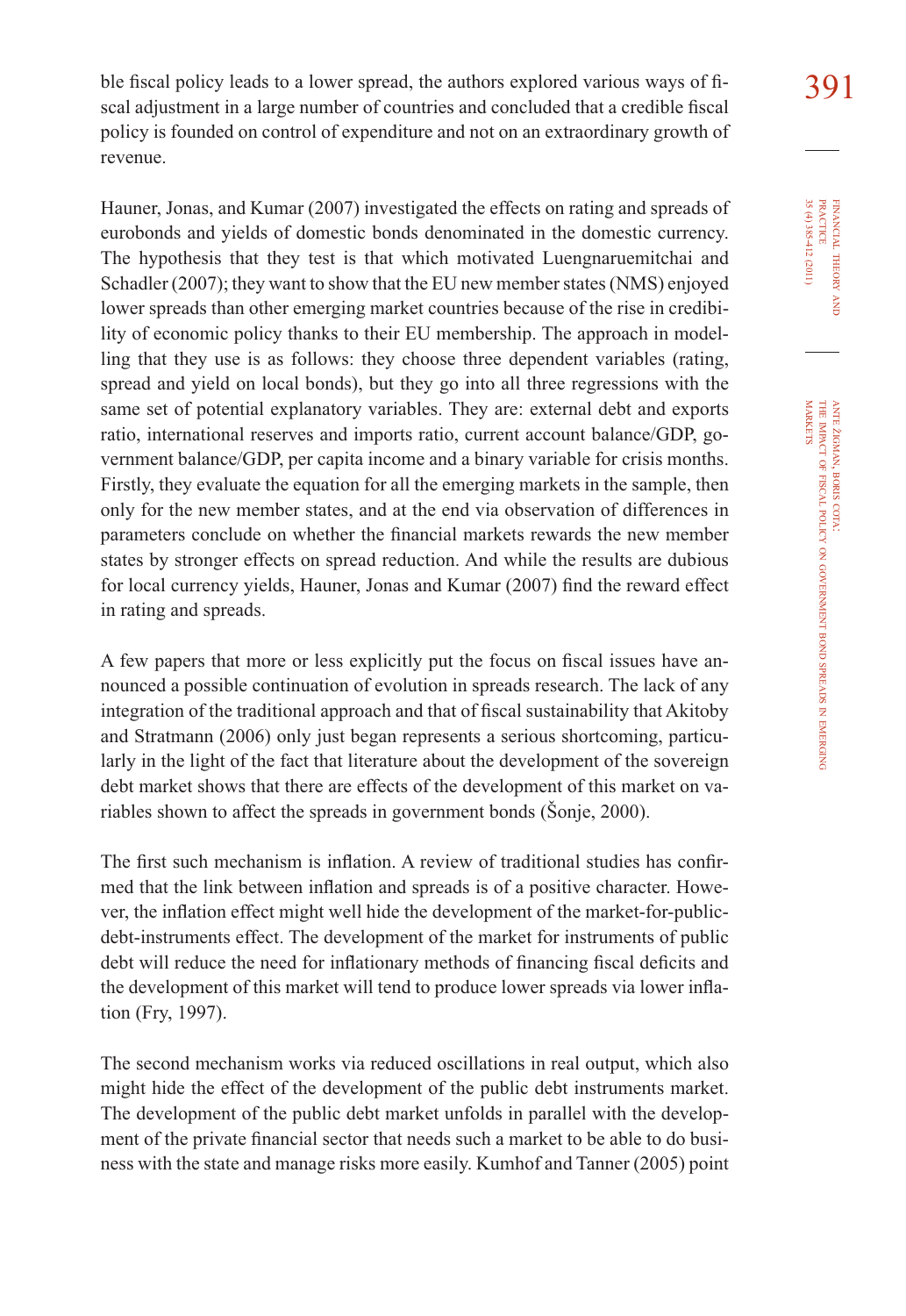ble fiscal policy leads to a lower spread, the authors explored various ways of fiscal adjustment in a large number of countries and concluded that a credible fiscal policy is founded on control of expenditure and not on an extraordinary growth of revenue.

Hauner, Jonas, and Kumar (2007) investigated the effects on rating and spreads of eurobonds and yields of domestic bonds denominated in the domestic currency. The hypothesis that they test is that which motivated Luengnaruemitchai and Schadler (2007); they want to show that the EU new member states (NMS) enjoyed lower spreads than other emerging market countries because of the rise in credibility of economic policy thanks to their EU membership. The approach in modelling that they use is as follows: they choose three dependent variables (rating, spread and yield on local bonds), but they go into all three regressions with the same set of potential explanatory variables. They are: external debt and exports ratio, international reserves and imports ratio, current account balance/GDP, government balance/GDP, per capita income and a binary variable for crisis months. Firstly, they evaluate the equation for all the emerging markets in the sample, then only for the new member states, and at the end via observation of differences in parameters conclude on whether the financial markets rewards the new member states by stronger effects on spread reduction. And while the results are dubious for local currency yields, Hauner, Jonas and Kumar (2007) find the reward effect in rating and spreads.

A few papers that more or less explicitly put the focus on fiscal issues have announced a possible continuation of evolution in spreads research. The lack of any integration of the traditional approach and that of fiscal sustainability that Akitoby and Stratmann (2006) only just began represents a serious shortcoming, particularly in the light of the fact that literature about the development of the sovereign debt market shows that there are effects of the development of this market on variables shown to affect the spreads in government bonds (Šonje, 2000).

The first such mechanism is inflation. A review of traditional studies has confirmed that the link between inflation and spreads is of a positive character. However, the inflation effect might well hide the development of the market-for-public-debt-instruments effect. The development of the market for instruments of public debt will reduce the need for inflationary methods of financing fiscal deficits and the development of this market will tend to produce lower spreads via lower inflation (Fry, 1997).

The second mechanism works via reduced oscillations in real output, which also might hide the effect of the development of the public debt instruments market. The development of the public debt market unfolds in parallel with the development of the private financial sector that needs such a market to be able to do business with the state and manage risks more easily. Kumhof and Tanner (2005) point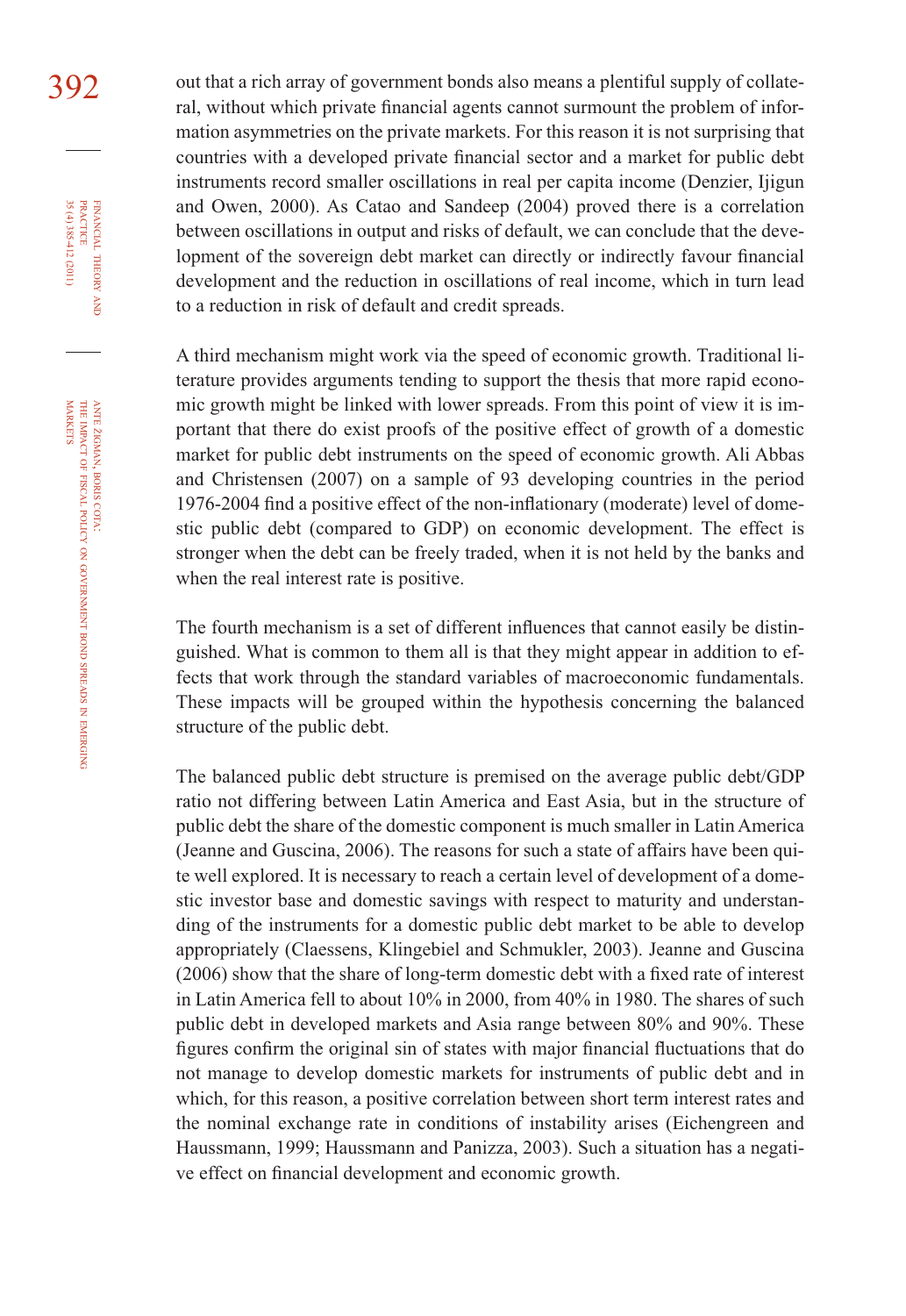out that a rich array of government bonds also means a plentiful supply of collateral, without which private financial agents cannot surmount the problem of information asymmetries on the private markets. For this reason it is not surprising that countries with a developed private financial sector and a market for public debt instruments record smaller oscillations in real per capita income (Denzier, Ijigun and Owen, 2000). As Catao and Sandeep (2004) proved there is a correlation between oscillations in output and risks of default, we can conclude that the development of the sovereign debt market can directly or indirectly favour financial development and the reduction in oscillations of real income, which in turn lead to a reduction in risk of default and credit spreads.

A third mechanism might work via the speed of economic growth. Traditional literature provides arguments tending to support the thesis that more rapid economic growth might be linked with lower spreads. From this point of view it is important that there do exist proofs of the positive effect of growth of a domestic market for public debt instruments on the speed of economic growth. Ali Abbas and Christensen (2007) on a sample of 93 developing countries in the period 1976-2004 find a positive effect of the non-inflationary (moderate) level of domestic public debt (compared to GDP) on economic development. The effect is stronger when the debt can be freely traded, when it is not held by the banks and when the real interest rate is positive.

The fourth mechanism is a set of different influences that cannot easily be distinguished. What is common to them all is that they might appear in addition to effects that work through the standard variables of macroeconomic fundamentals. These impacts will be grouped within the hypothesis concerning the balanced structure of the public debt.

The balanced public debt structure is premised on the average public debt/GDP ratio not differing between Latin America and East Asia, but in the structure of public debt the share of the domestic component is much smaller in Latin America (Jeanne and Guscina, 2006). The reasons for such a state of affairs have been quite well explored. It is necessary to reach a certain level of development of a domestic investor base and domestic savings with respect to maturity and understanding of the instruments for a domestic public debt market to be able to develop appropriately (Claessens, Klingebiel and Schmukler, 2003). Jeanne and Guscina (2006) show that the share of long-term domestic debt with a fixed rate of interest in Latin America fell to about 10% in 2000, from 40% in 1980. The shares of such public debt in developed markets and Asia range between 80% and 90%. These figures confirm the original sin of states with major financial fluctuations that do not manage to develop domestic markets for instruments of public debt and in which, for this reason, a positive correlation between short term interest rates and the nominal exchange rate in conditions of instability arises (Eichengreen and Haussmann, 1999; Haussmann and Panizza, 2003). Such a situation has a negative effect on financial development and economic growth.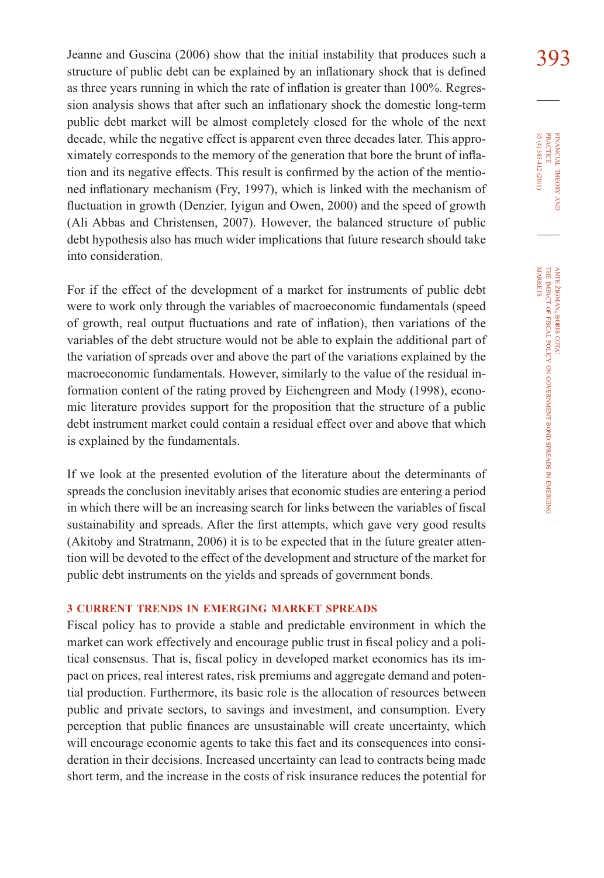Jeanne and Guscina (2006) show that the initial instability that produces such a structure of public debt can be explained by an inflationary shock that is defined as three years running in which the rate of inflation is greater than 100%. Regression analysis shows that after such an inflationary shock the domestic long-term public debt market will be almost completely closed for the whole of the next decade, while the negative effect is apparent even three decades later. This approximately corresponds to the memory of the generation that bore the brunt of inflation and its negative effects. This result is confirmed by the action of the mentioned inflationary mechanism (Fry, 1997), which is linked with the mechanism of fluctuation in growth (Denzier, Iyigun and Owen, 2000) and the speed of growth (Ali Abbas and Christensen, 2007). However, the balanced structure of public debt hypothesis also has much wider implications that future research should take into consideration.

For if the effect of the development of a market for instruments of public debt were to work only through the variables of macroeconomic fundamentals (speed of growth, real output fluctuations and rate of inflation), then variations of the variables of the debt structure would not be able to explain the additional part of the variation of spreads over and above the part of the variations explained by the macroeconomic fundamentals. However, similarly to the value of the residual information content of the rating proved by Eichengreen and Mody (1998), economic literature provides support for the proposition that the structure of a public debt instrument market could contain a residual effect over and above that which is explained by the fundamentals.

If we look at the presented evolution of the literature about the determinants of spreads the conclusion inevitably arises that economic studies are entering a period in which there will be an increasing search for links between the variables of fiscal sustainability and spreads. After the first attempts, which gave very good results (Akitoby and Stratmann, 2006) it is to be expected that in the future greater attention will be devoted to the effect of the development and structure of the market for public debt instruments on the yields and spreads of government bonds.

## 3 CURRENT TRENDS IN EMERGING MARKET SPREADS

Fiscal policy has to provide a stable and predictable environment in which the market can work effectively and encourage public trust in fiscal policy and a political consensus. That is, fiscal policy in developed market economics has its impact on prices, real interest rates, risk premiums and aggregate demand and potential production. Furthermore, its basic role is the allocation of resources between public and private sectors, to savings and investment, and consumption. Every perception that public finances are unsustainable will create uncertainty, which will encourage economic agents to take this fact and its consequences into consideration in their decisions. Increased uncertainty can lead to contracts being made short term, and the increase in the costs of risk insurance reduces the potential for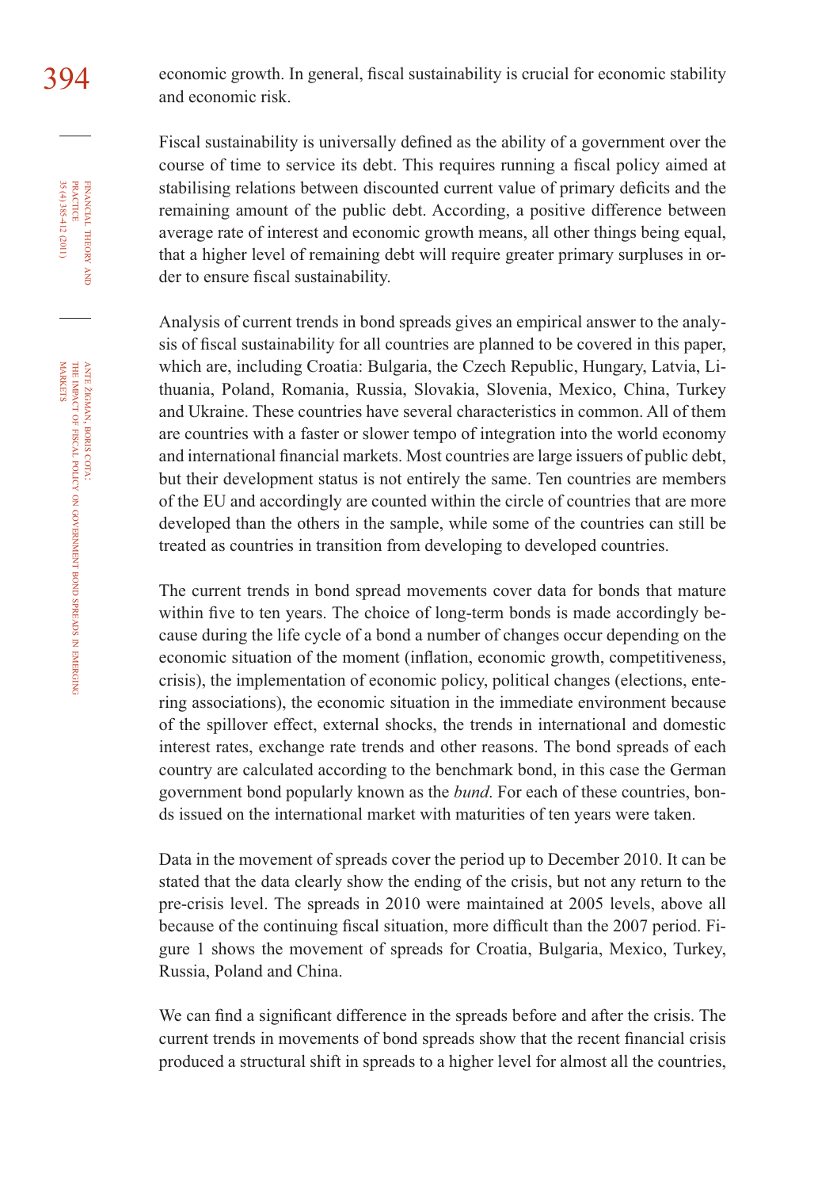economic growth. In general, fiscal sustainability is crucial for economic stability and economic risk.

Fiscal sustainability is universally defined as the ability of a government over the course of time to service its debt. This requires running a fiscal policy aimed at stabilising relations between discounted current value of primary deficits and the remaining amount of the public debt. According, a positive difference between average rate of interest and economic growth means, all other things being equal, that a higher level of remaining debt will require greater primary surpluses in order to ensure fiscal sustainability.

Analysis of current trends in bond spreads gives an empirical answer to the analysis of fiscal sustainability for all countries are planned to be covered in this paper, which are, including Croatia: Bulgaria, the Czech Republic, Hungary, Latvia, Lithuania, Poland, Romania, Russia, Slovakia, Slovenia, Mexico, China, Turkey and Ukraine. These countries have several characteristics in common. All of them are countries with a faster or slower tempo of integration into the world economy and international financial markets. Most countries are large issuers of public debt, but their development status is not entirely the same. Ten countries are members of the EU and accordingly are counted within the circle of countries that are more developed than the others in the sample, while some of the countries can still be treated as countries in transition from developing to developed countries.

The current trends in bond spread movements cover data for bonds that mature within five to ten years. The choice of long-term bonds is made accordingly because during the life cycle of a bond a number of changes occur depending on the economic situation of the moment (inflation, economic growth, competitiveness, crisis), the implementation of economic policy, political changes (elections, entering associations), the economic situation in the immediate environment because of the spillover effect, external shocks, the trends in international and domestic interest rates, exchange rate trends and other reasons. The bond spreads of each country are calculated according to the benchmark bond, in this case the German government bond popularly known as the *bund*. For each of these countries, bonds issued on the international market with maturities of ten years were taken.

Data in the movement of spreads cover the period up to December 2010. It can be stated that the data clearly show the ending of the crisis, but not any return to the pre-crisis level. The spreads in 2010 were maintained at 2005 levels, above all because of the continuing fiscal situation, more difficult than the 2007 period. Figure 1 shows the movement of spreads for Croatia, Bulgaria, Mexico, Turkey, Russia, Poland and China.

We can find a significant difference in the spreads before and after the crisis. The current trends in movements of bond spreads show that the recent financial crisis produced a structural shift in spreads to a higher level for almost all the countries,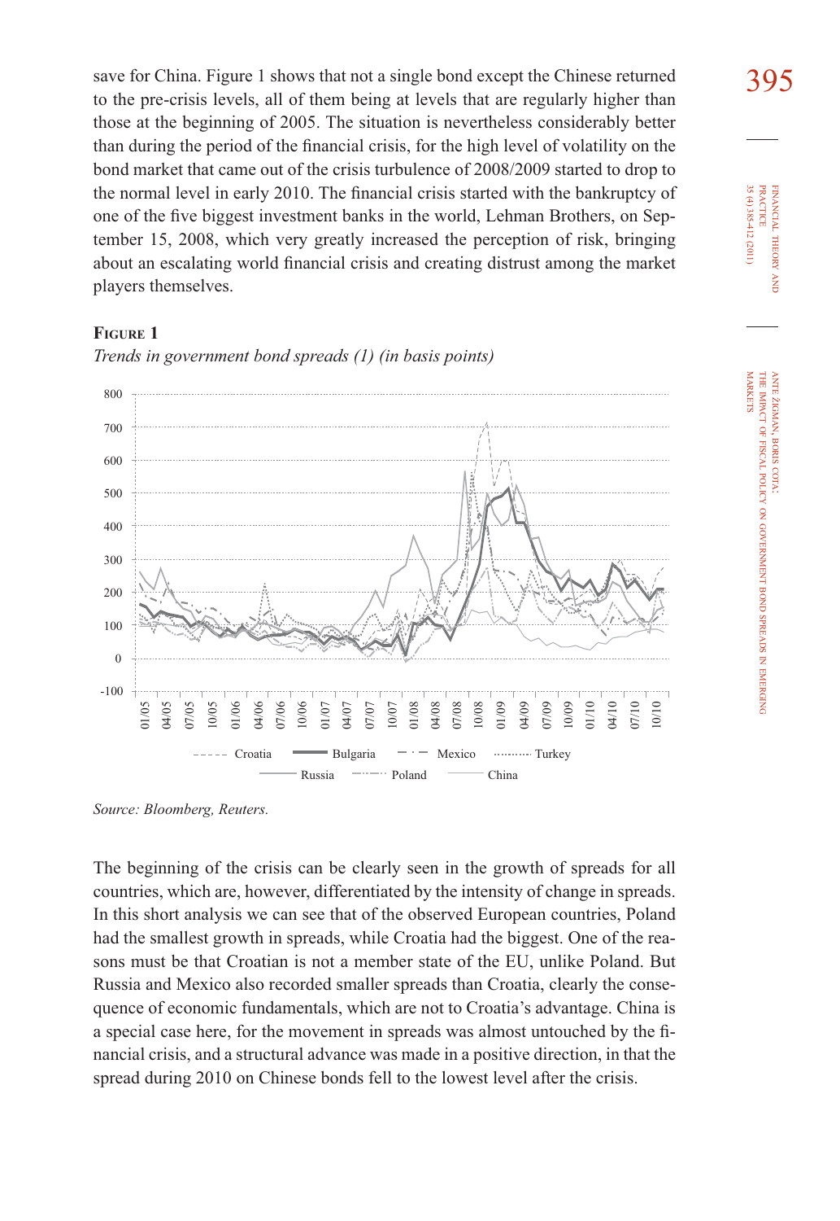save for China. Figure 1 shows that not a single bond except the Chinese returned to the pre-crisis levels, all of them being at levels that are regularly higher than those at the beginning of 2005. The situation is nevertheless considerably better than during the period of the financial crisis, for the high level of volatility on the bond market that came out of the crisis turbulence of 2008/2009 started to drop to the normal level in early 2010. The financial crisis started with the bankruptcy of one of the five biggest investment banks in the world, Lehman Brothers, on September 15, 2008, which very greatly increased the perception of risk, bringing about an escalating world financial crisis and creating distrust among the market players themselves.

**Figure 1**

*Trends in government bond spreads (1) (in basis points)*

*Source: Bloomberg, Reuters.*

The beginning of the crisis can be clearly seen in the growth of spreads for all countries, which are, however, differentiated by the intensity of change in spreads. In this short analysis we can see that of the observed European countries, Poland had the smallest growth in spreads, while Croatia had the biggest. One of the reasons must be that Croatian is not a member state of the EU, unlike Poland. But Russia and Mexico also recorded smaller spreads than Croatia, clearly the consequence of economic fundamentals, which are not to Croatia's advantage. China is a special case here, for the movement in spreads was almost untouched by the financial crisis, and a structural advance was made in a positive direction, in that the spread during 2010 on Chinese bonds fell to the lowest level after the crisis.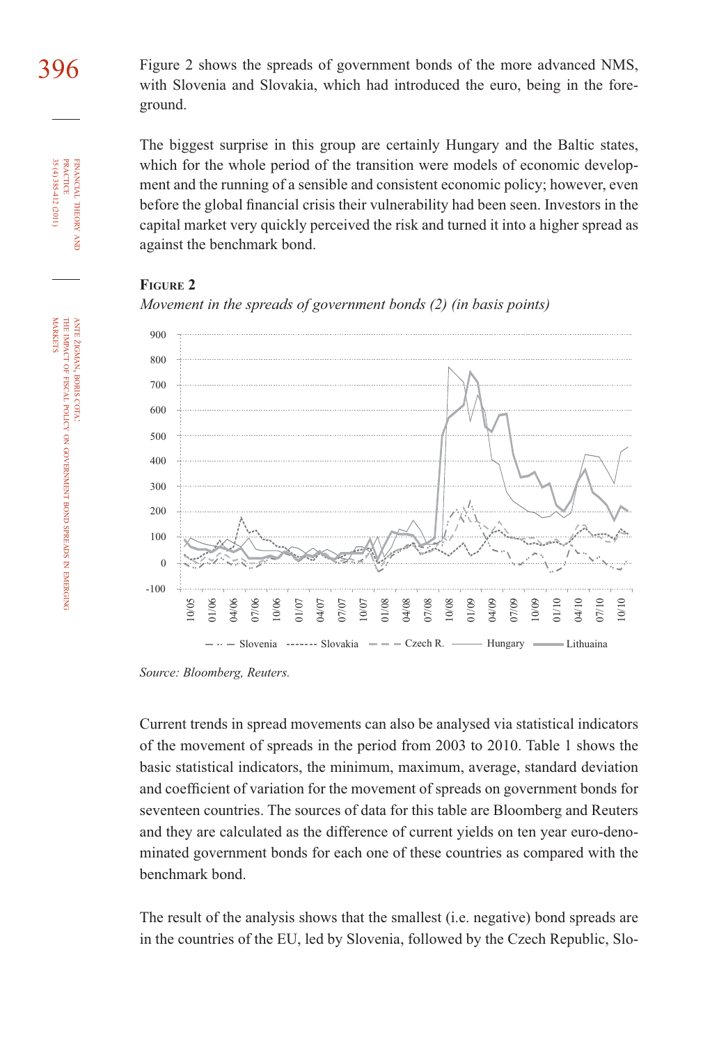Figure 2 shows the spreads of government bonds of the more advanced NMS, with Slovenia and Slovakia, which had introduced the euro, being in the foreground.

The biggest surprise in this group are certainly Hungary and the Baltic states, which for the whole period of the transition were models of economic development and the running of a sensible and consistent economic policy; however, even before the global financial crisis their vulnerability had been seen. Investors in the capital market very quickly perceived the risk and turned it into a higher spread as against the benchmark bond.

**Figure 2**

*Movement in the spreads of government bonds (2) (in basis points)*

*Source: Bloomberg, Reuters.*

Current trends in spread movements can also be analysed via statistical indicators of the movement of spreads in the period from 2003 to 2010. Table 1 shows the basic statistical indicators, the minimum, maximum, average, standard deviation and coefficient of variation for the movement of spreads on government bonds for seventeen countries. The sources of data for this table are Bloomberg and Reuters and they are calculated as the difference of current yields on ten year euro-denominated government bonds for each one of these countries as compared with the benchmark bond.

The result of the analysis shows that the smallest (i.e. negative) bond spreads are in the countries of the EU, led by Slovenia, followed by the Czech Republic, Slo-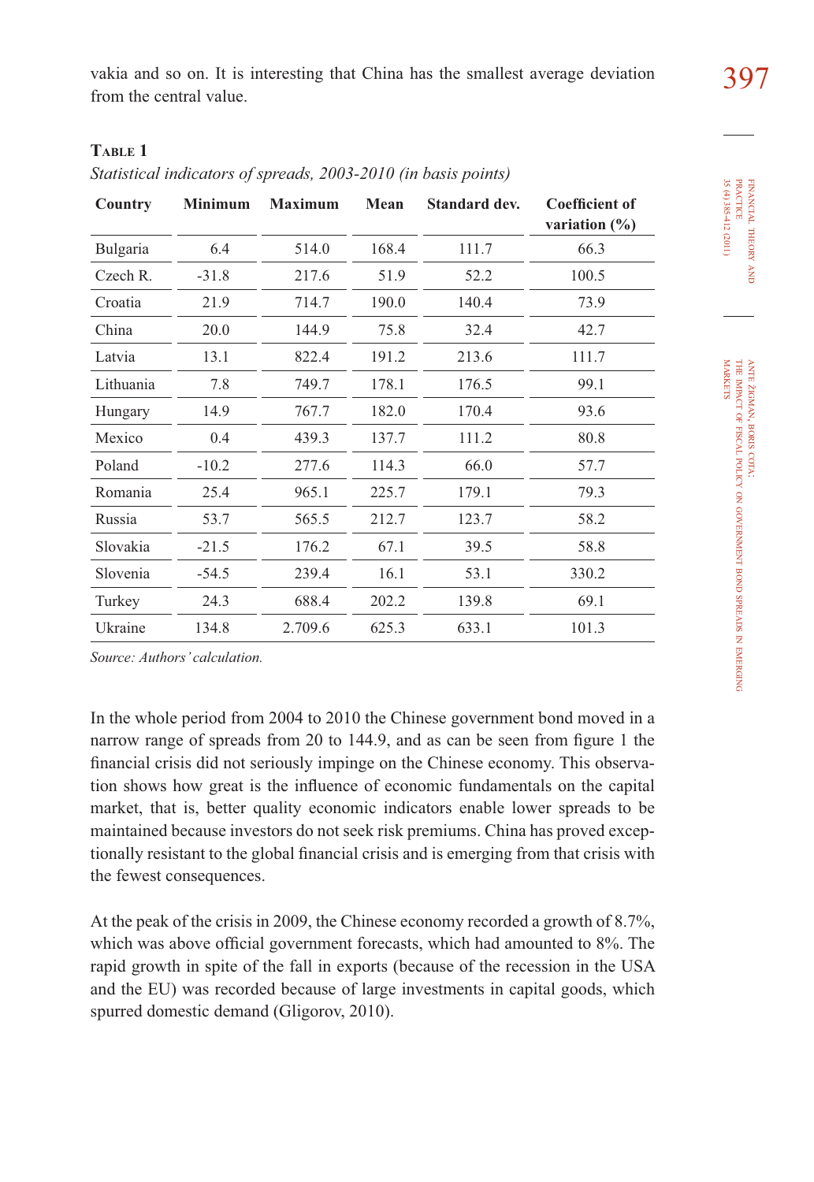vakia and so on. It is interesting that China has the smallest average deviation from the central value.

**Table 1**

*Statistical indicators of spreads, 2003-2010 (in basis points)*

| Country | Minimum | Maximum | Mean | Standard dev. | Coefficient of variation (%) |
|---|---|---|---|---|---|
| Bulgaria | 6.4 | 514.0 | 168.4 | 111.7 | 66.3 |
| Czech R. | -31.8 | 217.6 | 51.9 | 52.2 | 100.5 |
| Croatia | 21.9 | 714.7 | 190.0 | 140.4 | 73.9 |
| China | 20.0 | 144.9 | 75.8 | 32.4 | 42.7 |
| Latvia | 13.1 | 822.4 | 191.2 | 213.6 | 111.7 |
| Lithuania | 7.8 | 749.7 | 178.1 | 176.5 | 99.1 |
| Hungary | 14.9 | 767.7 | 182.0 | 170.4 | 93.6 |
| Mexico | 0.4 | 439.3 | 137.7 | 111.2 | 80.8 |
| Poland | -10.2 | 277.6 | 114.3 | 66.0 | 57.7 |
| Romania | 25.4 | 965.1 | 225.7 | 179.1 | 79.3 |
| Russia | 53.7 | 565.5 | 212.7 | 123.7 | 58.2 |
| Slovakia | -21.5 | 176.2 | 67.1 | 39.5 | 58.8 |
| Slovenia | -54.5 | 239.4 | 16.1 | 53.1 | 330.2 |
| Turkey | 24.3 | 688.4 | 202.2 | 139.8 | 69.1 |
| Ukraine | 134.8 | 2.709.6 | 625.3 | 633.1 | 101.3 |

*Source: Authors' calculation.*

In the whole period from 2004 to 2010 the Chinese government bond moved in a narrow range of spreads from 20 to 144.9, and as can be seen from figure 1 the financial crisis did not seriously impinge on the Chinese economy. This observation shows how great is the influence of economic fundamentals on the capital market, that is, better quality economic indicators enable lower spreads to be maintained because investors do not seek risk premiums. China has proved exceptionally resistant to the global financial crisis and is emerging from that crisis with the fewest consequences.

At the peak of the crisis in 2009, the Chinese economy recorded a growth of 8.7%, which was above official government forecasts, which had amounted to 8%. The rapid growth in spite of the fall in exports (because of the recession in the USA and the EU) was recorded because of large investments in capital goods, which spurred domestic demand (Gligorov, 2010).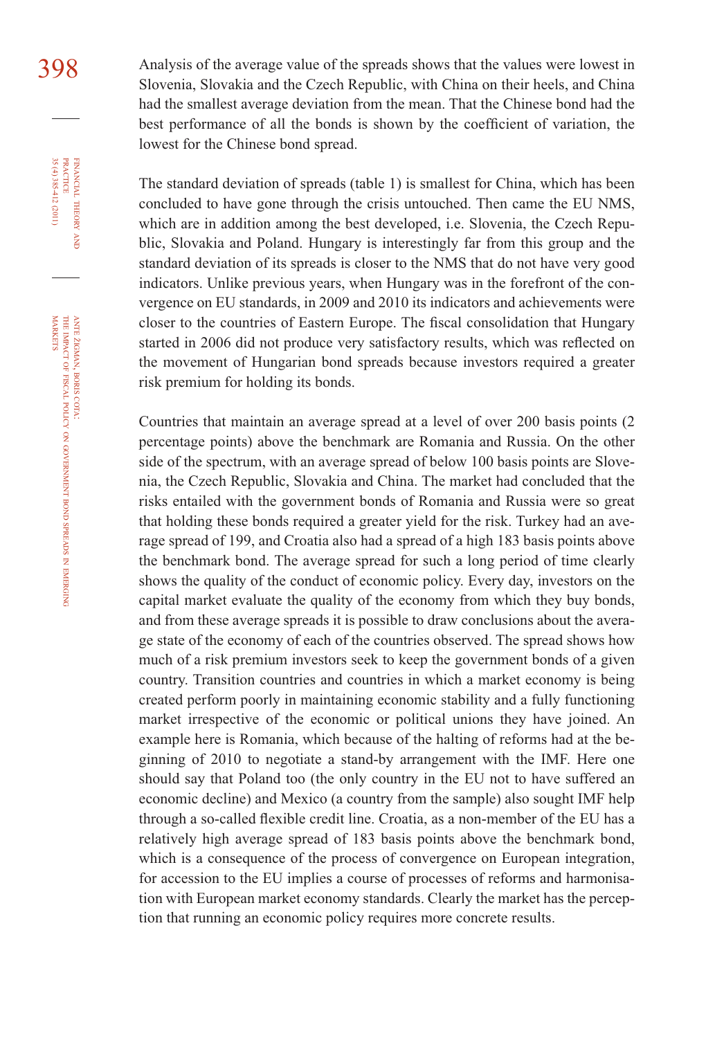Analysis of the average value of the spreads shows that the values were lowest in Slovenia, Slovakia and the Czech Republic, with China on their heels, and China had the smallest average deviation from the mean. That the Chinese bond had the best performance of all the bonds is shown by the coefficient of variation, the lowest for the Chinese bond spread.

The standard deviation of spreads (table 1) is smallest for China, which has been concluded to have gone through the crisis untouched. Then came the EU NMS, which are in addition among the best developed, i.e. Slovenia, the Czech Republic, Slovakia and Poland. Hungary is interestingly far from this group and the standard deviation of its spreads is closer to the NMS that do not have very good indicators. Unlike previous years, when Hungary was in the forefront of the convergence on EU standards, in 2009 and 2010 its indicators and achievements were closer to the countries of Eastern Europe. The fiscal consolidation that Hungary started in 2006 did not produce very satisfactory results, which was reflected on the movement of Hungarian bond spreads because investors required a greater risk premium for holding its bonds.

Countries that maintain an average spread at a level of over 200 basis points (2 percentage points) above the benchmark are Romania and Russia. On the other side of the spectrum, with an average spread of below 100 basis points are Slovenia, the Czech Republic, Slovakia and China. The market had concluded that the risks entailed with the government bonds of Romania and Russia were so great that holding these bonds required a greater yield for the risk. Turkey had an average spread of 199, and Croatia also had a spread of a high 183 basis points above the benchmark bond. The average spread for such a long period of time clearly shows the quality of the conduct of economic policy. Every day, investors on the capital market evaluate the quality of the economy from which they buy bonds, and from these average spreads it is possible to draw conclusions about the average state of the economy of each of the countries observed. The spread shows how much of a risk premium investors seek to keep the government bonds of a given country. Transition countries and countries in which a market economy is being created perform poorly in maintaining economic stability and a fully functioning market irrespective of the economic or political unions they have joined. An example here is Romania, which because of the halting of reforms had at the beginning of 2010 to negotiate a stand-by arrangement with the IMF. Here one should say that Poland too (the only country in the EU not to have suffered an economic decline) and Mexico (a country from the sample) also sought IMF help through a so-called flexible credit line. Croatia, as a non-member of the EU has a relatively high average spread of 183 basis points above the benchmark bond, which is a consequence of the process of convergence on European integration, for accession to the EU implies a course of processes of reforms and harmonisation with European market economy standards. Clearly the market has the perception that running an economic policy requires more concrete results.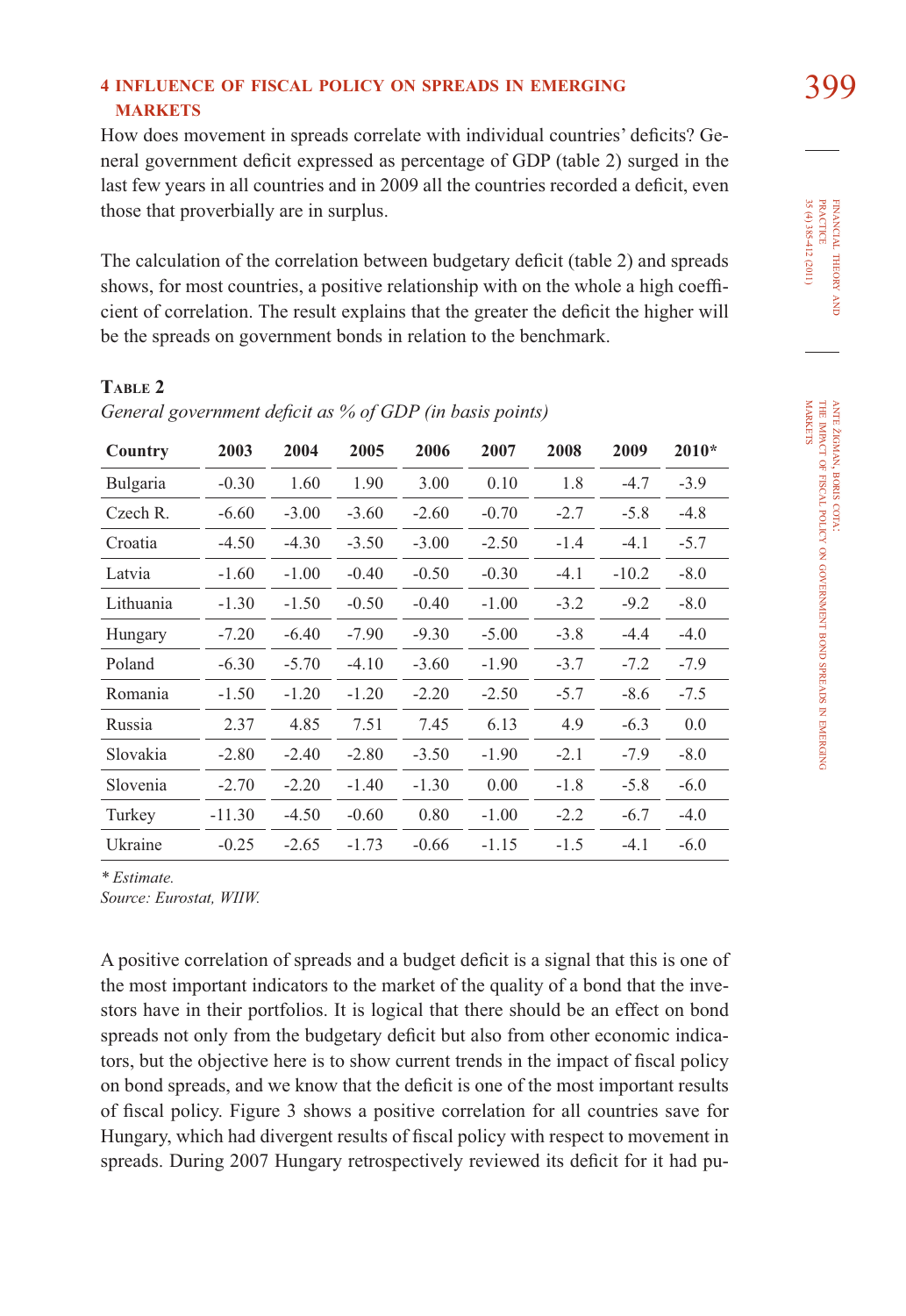## 4 INFLUENCE OF FISCAL POLICY ON SPREADS IN EMERGING MARKETS

How does movement in spreads correlate with individual countries' deficits? General government deficit expressed as percentage of GDP (table 2) surged in the last few years in all countries and in 2009 all the countries recorded a deficit, even those that proverbially are in surplus.

The calculation of the correlation between budgetary deficit (table 2) and spreads shows, for most countries, a positive relationship with on the whole a high coefficient of correlation. The result explains that the greater the deficit the higher will be the spreads on government bonds in relation to the benchmark.

**Table 2**

*General government deficit as % of GDP (in basis points)*

| Country | 2003 | 2004 | 2005 | 2006 | 2007 | 2008 | 2009 | 2010* |
|---|---|---|---|---|---|---|---|---|
| Bulgaria | -0.30 | 1.60 | 1.90 | 3.00 | 0.10 | 1.8 | -4.7 | -3.9 |
| Czech R. | -6.60 | -3.00 | -3.60 | -2.60 | -0.70 | -2.7 | -5.8 | -4.8 |
| Croatia | -4.50 | -4.30 | -3.50 | -3.00 | -2.50 | -1.4 | -4.1 | -5.7 |
| Latvia | -1.60 | -1.00 | -0.40 | -0.50 | -0.30 | -4.1 | -10.2 | -8.0 |
| Lithuania | -1.30 | -1.50 | -0.50 | -0.40 | -1.00 | -3.2 | -9.2 | -8.0 |
| Hungary | -7.20 | -6.40 | -7.90 | -9.30 | -5.00 | -3.8 | -4.4 | -4.0 |
| Poland | -6.30 | -5.70 | -4.10 | -3.60 | -1.90 | -3.7 | -7.2 | -7.9 |
| Romania | -1.50 | -1.20 | -1.20 | -2.20 | -2.50 | -5.7 | -8.6 | -7.5 |
| Russia | 2.37 | 4.85 | 7.51 | 7.45 | 6.13 | 4.9 | -6.3 | 0.0 |
| Slovakia | -2.80 | -2.40 | -2.80 | -3.50 | -1.90 | -2.1 | -7.9 | -8.0 |
| Slovenia | -2.70 | -2.20 | -1.40 | -1.30 | 0.00 | -1.8 | -5.8 | -6.0 |
| Turkey | -11.30 | -4.50 | -0.60 | 0.80 | -1.00 | -2.2 | -6.7 | -4.0 |
| Ukraine | -0.25 | -2.65 | -1.73 | -0.66 | -1.15 | -1.5 | -4.1 | -6.0 |

*\* Estimate.*
*Source: Eurostat, WIIW.*

A positive correlation of spreads and a budget deficit is a signal that this is one of the most important indicators to the market of the quality of a bond that the investors have in their portfolios. It is logical that there should be an effect on bond spreads not only from the budgetary deficit but also from other economic indicators, but the objective here is to show current trends in the impact of fiscal policy on bond spreads, and we know that the deficit is one of the most important results of fiscal policy. Figure 3 shows a positive correlation for all countries save for Hungary, which had divergent results of fiscal policy with respect to movement in spreads. During 2007 Hungary retrospectively reviewed its deficit for it had pu-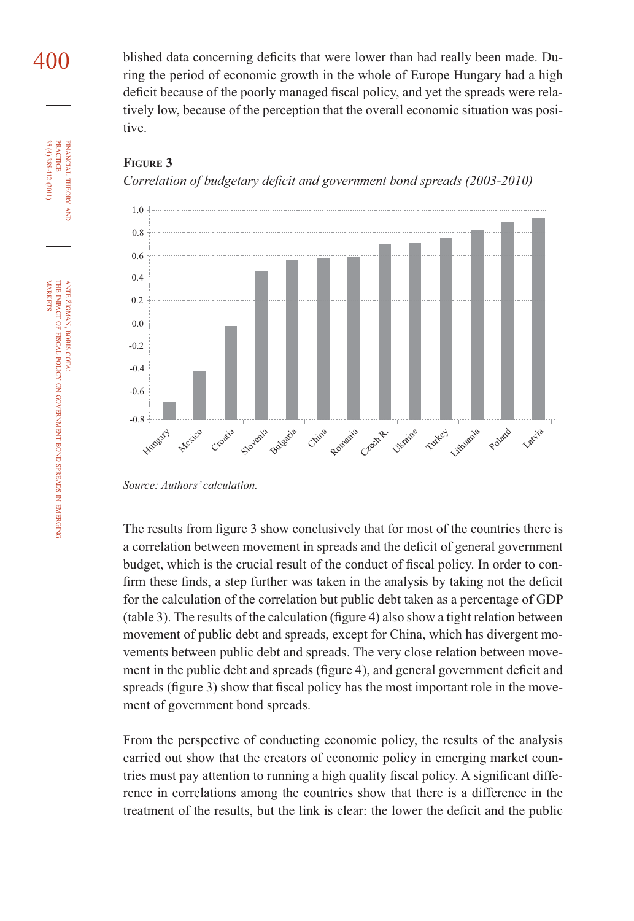blished data concerning deficits that were lower than had really been made. During the period of economic growth in the whole of Europe Hungary had a high deficit because of the poorly managed fiscal policy, and yet the spreads were relatively low, because of the perception that the overall economic situation was positive.

**Figure 3**

*Correlation of budgetary deficit and government bond spreads (2003-2010)*

*Source: Authors' calculation.*

The results from figure 3 show conclusively that for most of the countries there is a correlation between movement in spreads and the deficit of general government budget, which is the crucial result of the conduct of fiscal policy. In order to confirm these finds, a step further was taken in the analysis by taking not the deficit for the calculation of the correlation but public debt taken as a percentage of GDP (table 3). The results of the calculation (figure 4) also show a tight relation between movement of public debt and spreads, except for China, which has divergent movements between public debt and spreads. The very close relation between movement in the public debt and spreads (figure 4), and general government deficit and spreads (figure 3) show that fiscal policy has the most important role in the movement of government bond spreads.

From the perspective of conducting economic policy, the results of the analysis carried out show that the creators of economic policy in emerging market countries must pay attention to running a high quality fiscal policy. A significant difference in correlations among the countries show that there is a difference in the treatment of the results, but the link is clear: the lower the deficit and the public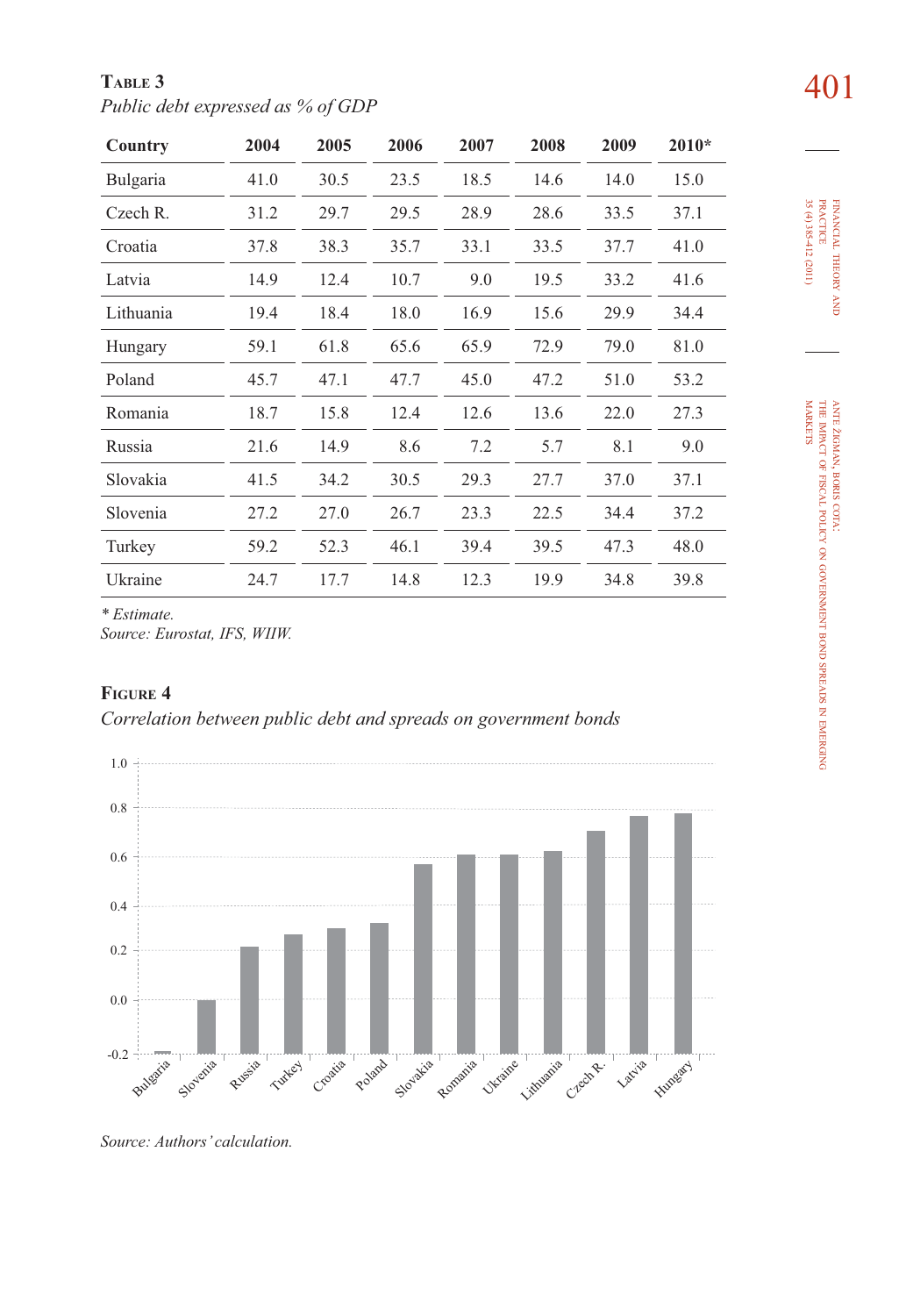**Table 3**
*Public debt expressed as % of GDP*

| Country | 2004 | 2005 | 2006 | 2007 | 2008 | 2009 | 2010* |
|---|---|---|---|---|---|---|---|
| Bulgaria | 41.0 | 30.5 | 23.5 | 18.5 | 14.6 | 14.0 | 15.0 |
| Czech R. | 31.2 | 29.7 | 29.5 | 28.9 | 28.6 | 33.5 | 37.1 |
| Croatia | 37.8 | 38.3 | 35.7 | 33.1 | 33.5 | 37.7 | 41.0 |
| Latvia | 14.9 | 12.4 | 10.7 | 9.0 | 19.5 | 33.2 | 41.6 |
| Lithuania | 19.4 | 18.4 | 18.0 | 16.9 | 15.6 | 29.9 | 34.4 |
| Hungary | 59.1 | 61.8 | 65.6 | 65.9 | 72.9 | 79.0 | 81.0 |
| Poland | 45.7 | 47.1 | 47.7 | 45.0 | 47.2 | 51.0 | 53.2 |
| Romania | 18.7 | 15.8 | 12.4 | 12.6 | 13.6 | 22.0 | 27.3 |
| Russia | 21.6 | 14.9 | 8.6 | 7.2 | 5.7 | 8.1 | 9.0 |
| Slovakia | 41.5 | 34.2 | 30.5 | 29.3 | 27.7 | 37.0 | 37.1 |
| Slovenia | 27.2 | 27.0 | 26.7 | 23.3 | 22.5 | 34.4 | 37.2 |
| Turkey | 59.2 | 52.3 | 46.1 | 39.4 | 39.5 | 47.3 | 48.0 |
| Ukraine | 24.7 | 17.7 | 14.8 | 12.3 | 19.9 | 34.8 | 39.8 |

*\* Estimate.*
*Source: Eurostat, IFS, WIIW.*

**Figure 4**
*Correlation between public debt and spreads on government bonds*

*Source: Authors' calculation.*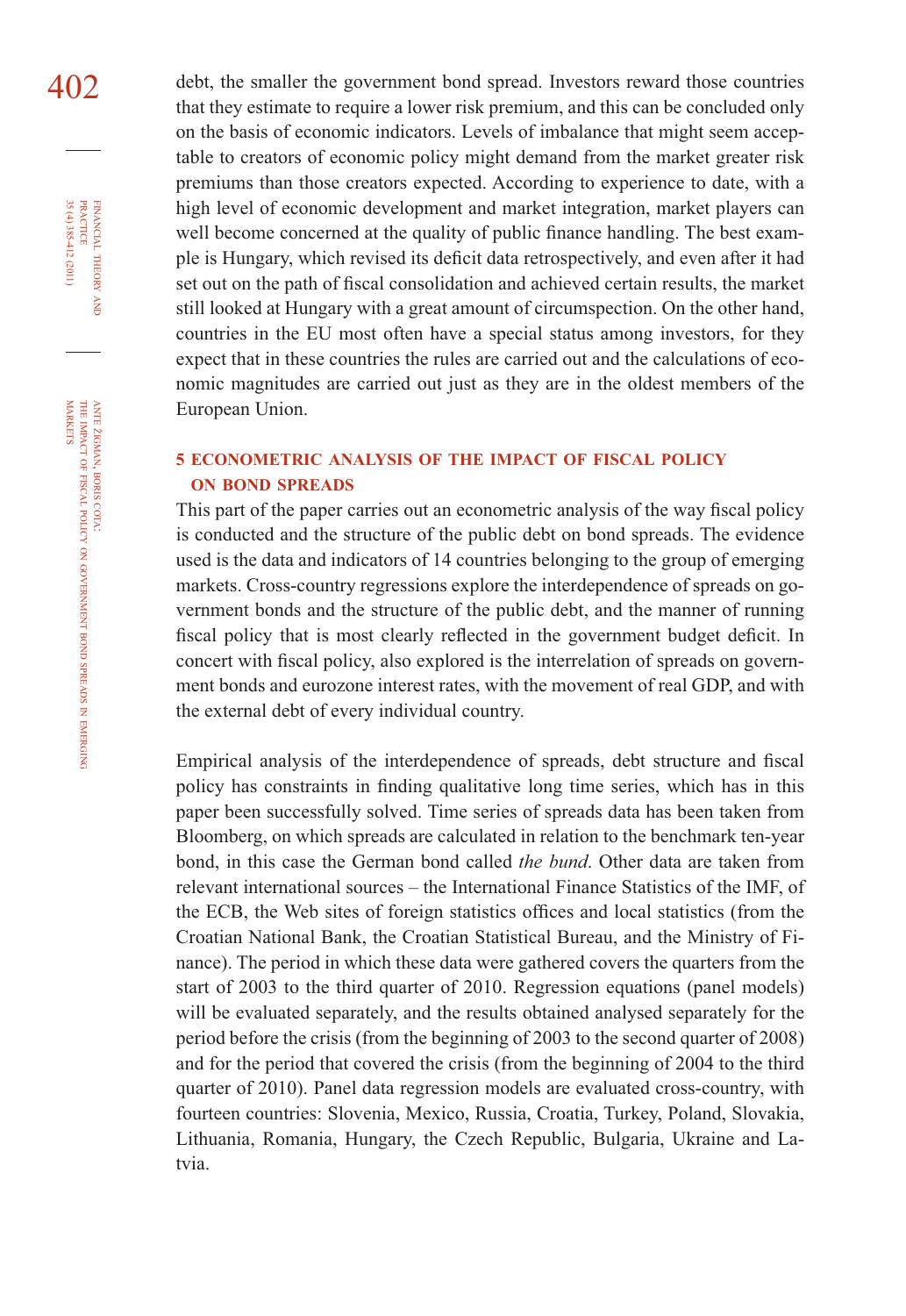debt, the smaller the government bond spread. Investors reward those countries that they estimate to require a lower risk premium, and this can be concluded only on the basis of economic indicators. Levels of imbalance that might seem acceptable to creators of economic policy might demand from the market greater risk premiums than those creators expected. According to experience to date, with a high level of economic development and market integration, market players can well become concerned at the quality of public finance handling. The best example is Hungary, which revised its deficit data retrospectively, and even after it had set out on the path of fiscal consolidation and achieved certain results, the market still looked at Hungary with a great amount of circumspection. On the other hand, countries in the EU most often have a special status among investors, for they expect that in these countries the rules are carried out and the calculations of economic magnitudes are carried out just as they are in the oldest members of the European Union.

## 5 ECONOMETRIC ANALYSIS OF THE IMPACT OF FISCAL POLICY ON BOND SPREADS

This part of the paper carries out an econometric analysis of the way fiscal policy is conducted and the structure of the public debt on bond spreads. The evidence used is the data and indicators of 14 countries belonging to the group of emerging markets. Cross-country regressions explore the interdependence of spreads on government bonds and the structure of the public debt, and the manner of running fiscal policy that is most clearly reflected in the government budget deficit. In concert with fiscal policy, also explored is the interrelation of spreads on government bonds and eurozone interest rates, with the movement of real GDP, and with the external debt of every individual country.

Empirical analysis of the interdependence of spreads, debt structure and fiscal policy has constraints in finding qualitative long time series, which has in this paper been successfully solved. Time series of spreads data has been taken from Bloomberg, on which spreads are calculated in relation to the benchmark ten-year bond, in this case the German bond called *the bund*. Other data are taken from relevant international sources – the International Finance Statistics of the IMF, of the ECB, the Web sites of foreign statistics offices and local statistics (from the Croatian National Bank, the Croatian Statistical Bureau, and the Ministry of Finance). The period in which these data were gathered covers the quarters from the start of 2003 to the third quarter of 2010. Regression equations (panel models) will be evaluated separately, and the results obtained analysed separately for the period before the crisis (from the beginning of 2003 to the second quarter of 2008) and for the period that covered the crisis (from the beginning of 2004 to the third quarter of 2010). Panel data regression models are evaluated cross-country, with fourteen countries: Slovenia, Mexico, Russia, Croatia, Turkey, Poland, Slovakia, Lithuania, Romania, Hungary, the Czech Republic, Bulgaria, Ukraine and Latvia.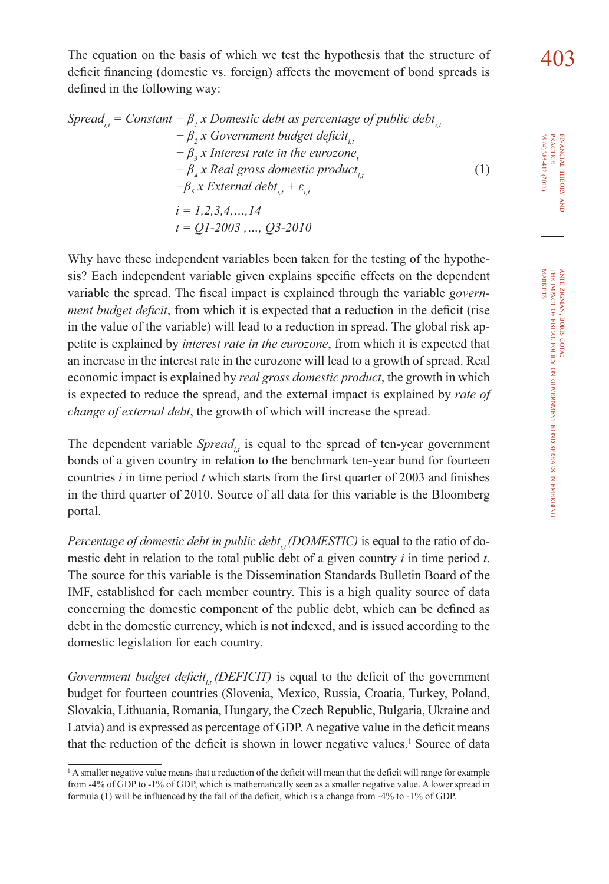The equation on the basis of which we test the hypothesis that the structure of deficit financing (domestic vs. foreign) affects the movement of bond spreads is defined in the following way:

$$
\begin{aligned}
Spread_{i,t} = Constant &+ \beta_1 \text{ x } Domestic\ debt\ as\ percentage\ of\ public\ debt_{i,t} \\
&+ \beta_2 \text{ x } Government\ budget\ deficit_{i,t} \\
&+ \beta_3 \text{ x } Interest\ rate\ in\ the\ eurozone_{t} \\
&+ \beta_4 \text{ x } Real\ gross\ domestic\ product_{i,t} \\
&+ \beta_5 \text{ x } External\ debt_{i,t} + \varepsilon_{i,t} \\
&i = 1,2,3,4,\ldots,14 \\
&t = Q1\text{-}2003, \ldots, Q3\text{-}2010
\end{aligned} \tag{1}
$$

Why have these independent variables been taken for the testing of the hypothesis? Each independent variable given explains specific effects on the dependent variable the spread. The fiscal impact is explained through the variable *government budget deficit*, from which it is expected that a reduction in the deficit (rise in the value of the variable) will lead to a reduction in spread. The global risk appetite is explained by *interest rate in the eurozone*, from which it is expected that an increase in the interest rate in the eurozone will lead to a growth of spread. Real economic impact is explained by *real gross domestic product*, the growth in which is expected to reduce the spread, and the external impact is explained by *rate of change of external debt*, the growth of which will increase the spread.

The dependent variable $Spread_{i,t}$ is equal to the spread of ten-year government bonds of a given country in relation to the benchmark ten-year bund for fourteen countries *i* in time period *t* which starts from the first quarter of 2003 and finishes in the third quarter of 2010. Source of all data for this variable is the Bloomberg portal.

*Percentage of domestic debt in public debt*$_{i,t}$ *(DOMESTIC)* is equal to the ratio of domestic debt in relation to the total public debt of a given country *i* in time period *t*. The source for this variable is the Dissemination Standards Bulletin Board of the IMF, established for each member country. This is a high quality source of data concerning the domestic component of the public debt, which can be defined as debt in the domestic currency, which is not indexed, and is issued according to the domestic legislation for each country.

*Government budget deficit*$_{i,t}$ *(DEFICIT)* is equal to the deficit of the government budget for fourteen countries (Slovenia, Mexico, Russia, Croatia, Turkey, Poland, Slovakia, Lithuania, Romania, Hungary, the Czech Republic, Bulgaria, Ukraine and Latvia) and is expressed as percentage of GDP. A negative value in the deficit means that the reduction of the deficit is shown in lower negative values.[1] Source of data

[1] A smaller negative value means that a reduction of the deficit will mean that the deficit will range for example from -4% of GDP to -1% of GDP, which is mathematically seen as a smaller negative value. A lower spread in formula (1) will be influenced by the fall of the deficit, which is a change from -4% to -1% of GDP.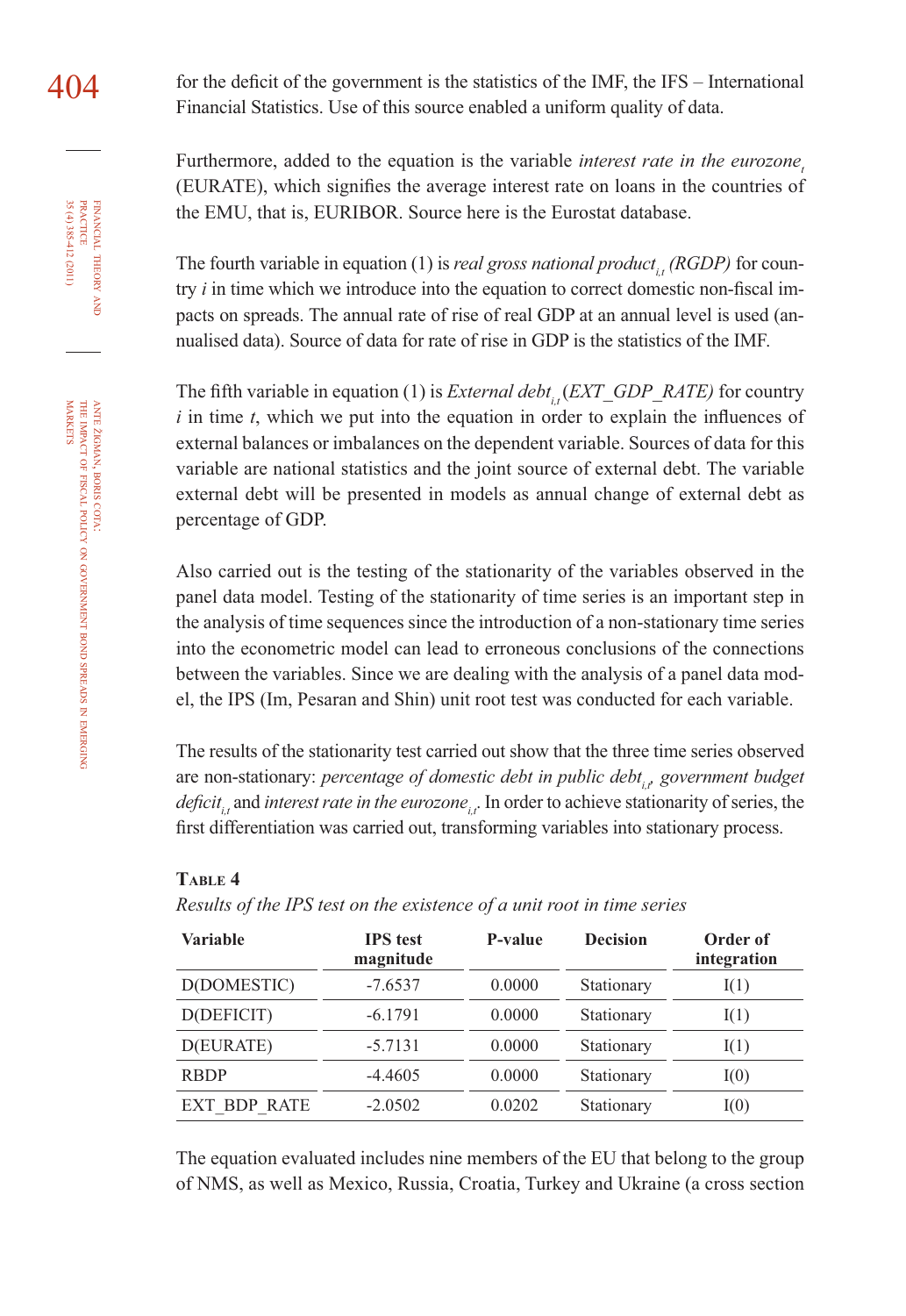for the deficit of the government is the statistics of the IMF, the IFS – International Financial Statistics. Use of this source enabled a uniform quality of data.

Furthermore, added to the equation is the variable *interest rate in the eurozone*$_t$ (EURATE), which signifies the average interest rate on loans in the countries of the EMU, that is, EURIBOR. Source here is the Eurostat database.

The fourth variable in equation (1) is *real gross national product*$_{i,t}$ *(RGDP)* for country *i* in time which we introduce into the equation to correct domestic non-fiscal impacts on spreads. The annual rate of rise of real GDP at an annual level is used (annualised data). Source of data for rate of rise in GDP is the statistics of the IMF.

The fifth variable in equation (1) is *External debt*$_{i,t}$ (*EXT_GDP_RATE)* for country *i* in time *t*, which we put into the equation in order to explain the influences of external balances or imbalances on the dependent variable. Sources of data for this variable are national statistics and the joint source of external debt. The variable external debt will be presented in models as annual change of external debt as percentage of GDP.

Also carried out is the testing of the stationarity of the variables observed in the panel data model. Testing of the stationarity of time series is an important step in the analysis of time sequences since the introduction of a non-stationary time series into the econometric model can lead to erroneous conclusions of the connections between the variables. Since we are dealing with the analysis of a panel data model, the IPS (Im, Pesaran and Shin) unit root test was conducted for each variable.

The results of the stationarity test carried out show that the three time series observed are non-stationary: *percentage of domestic debt in public debt*$_{i,t}$, *government budget deficit*$_{i,t}$ and *interest rate in the eurozone*$_{i,t}$. In order to achieve stationarity of series, the first differentiation was carried out, transforming variables into stationary process.

**Table 4**

*Results of the IPS test on the existence of a unit root in time series*

| Variable | IPS test magnitude | P-value | Decision | Order of integration |
|---|---|---|---|---|
| D(DOMESTIC) | -7.6537 | 0.0000 | Stationary | I(1) |
| D(DEFICIT) | -6.1791 | 0.0000 | Stationary | I(1) |
| D(EURATE) | -5.7131 | 0.0000 | Stationary | I(1) |
| RBDP | -4.4605 | 0.0000 | Stationary | I(0) |
| EXT_BDP_RATE | -2.0502 | 0.0202 | Stationary | I(0) |

The equation evaluated includes nine members of the EU that belong to the group of NMS, as well as Mexico, Russia, Croatia, Turkey and Ukraine (a cross section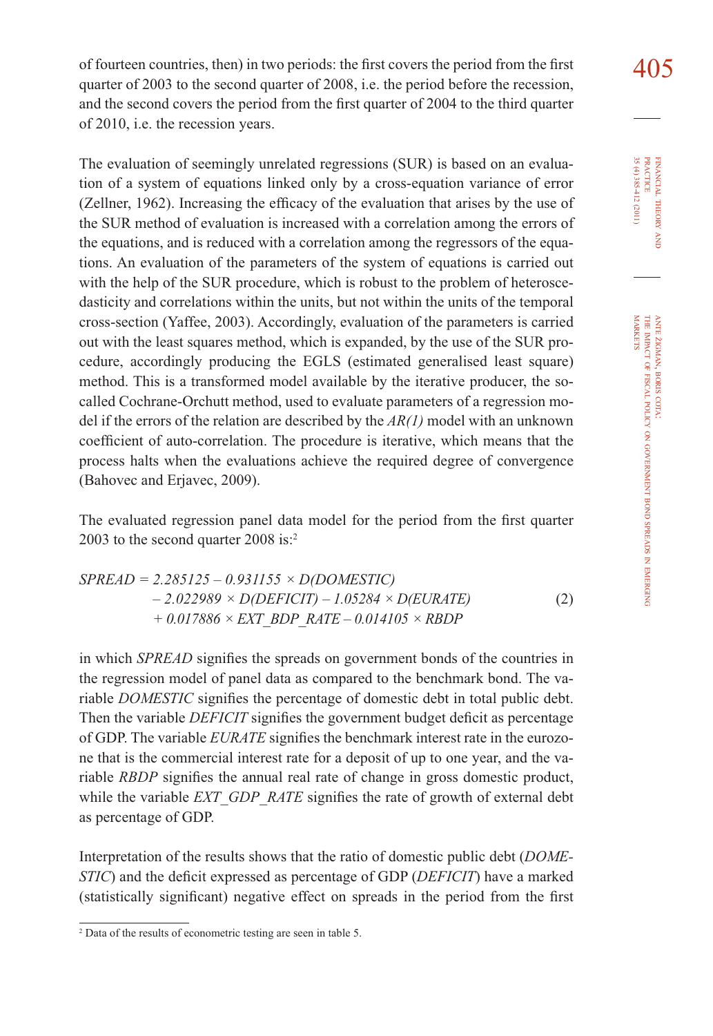of fourteen countries, then) in two periods: the first covers the period from the first quarter of 2003 to the second quarter of 2008, i.e. the period before the recession, and the second covers the period from the first quarter of 2004 to the third quarter of 2010, i.e. the recession years.

The evaluation of seemingly unrelated regressions (SUR) is based on an evaluation of a system of equations linked only by a cross-equation variance of error (Zellner, 1962). Increasing the efficacy of the evaluation that arises by the use of the SUR method of evaluation is increased with a correlation among the errors of the equations, and is reduced with a correlation among the regressors of the equations. An evaluation of the parameters of the system of equations is carried out with the help of the SUR procedure, which is robust to the problem of heteroscedasticity and correlations within the units, but not within the units of the temporal cross-section (Yaffee, 2003). Accordingly, evaluation of the parameters is carried out with the least squares method, which is expanded, by the use of the SUR procedure, accordingly producing the EGLS (estimated generalised least square) method. This is a transformed model available by the iterative producer, the so-called Cochrane-Orchutt method, used to evaluate parameters of a regression model if the errors of the relation are described by the *AR(1)* model with an unknown coefficient of auto-correlation. The procedure is iterative, which means that the process halts when the evaluations achieve the required degree of convergence (Bahovec and Erjavec, 2009).

The evaluated regression panel data model for the period from the first quarter 2003 to the second quarter 2008 is:[2]

$$
\begin{aligned}
SPREAD = 2.285125 &- 0.931155 \times D(DOMESTIC) \\
&- 2.022989 \times D(DEFICIT) - 1.05284 \times D(EURATE) \\
&+ 0.017886 \times EXT\_BDP\_RATE - 0.014105 \times RBDP
\end{aligned}
\tag{2}
$$

in which *SPREAD* signifies the spreads on government bonds of the countries in the regression model of panel data as compared to the benchmark bond. The variable *DOMESTIC* signifies the percentage of domestic debt in total public debt. Then the variable *DEFICIT* signifies the government budget deficit as percentage of GDP. The variable *EURATE* signifies the benchmark interest rate in the eurozone that is the commercial interest rate for a deposit of up to one year, and the variable *RBDP* signifies the annual real rate of change in gross domestic product, while the variable *EXT_GDP_RATE* signifies the rate of growth of external debt as percentage of GDP.

Interpretation of the results shows that the ratio of domestic public debt (*DOMESTIC*) and the deficit expressed as percentage of GDP (*DEFICIT*) have a marked (statistically significant) negative effect on spreads in the period from the first

---

[2] Data of the results of econometric testing are seen in table 5.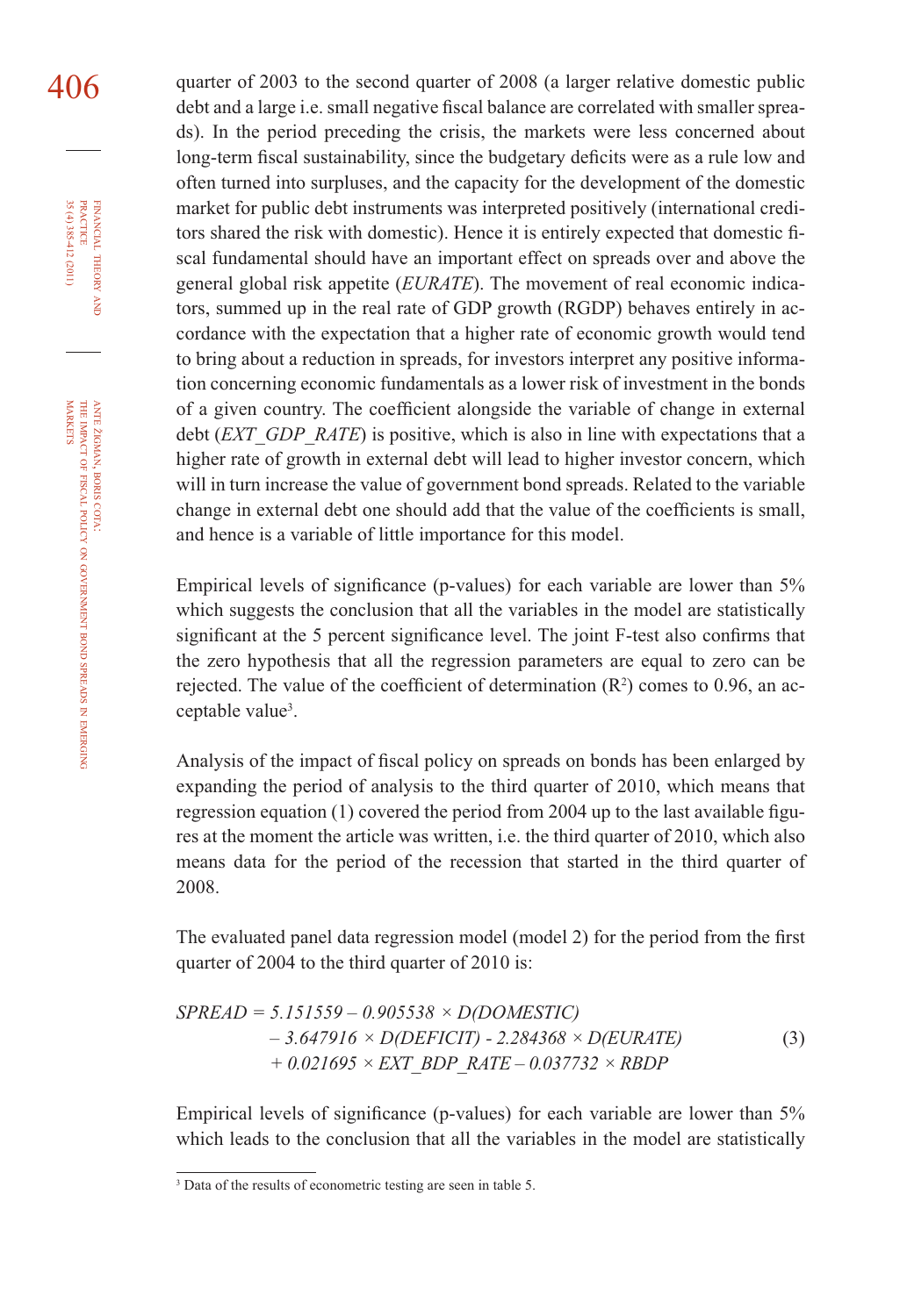quarter of 2003 to the second quarter of 2008 (a larger relative domestic public debt and a large i.e. small negative fiscal balance are correlated with smaller spreads). In the period preceding the crisis, the markets were less concerned about long-term fiscal sustainability, since the budgetary deficits were as a rule low and often turned into surpluses, and the capacity for the development of the domestic market for public debt instruments was interpreted positively (international creditors shared the risk with domestic). Hence it is entirely expected that domestic fiscal fundamental should have an important effect on spreads over and above the general global risk appetite (*EURATE*). The movement of real economic indicators, summed up in the real rate of GDP growth (RGDP) behaves entirely in accordance with the expectation that a higher rate of economic growth would tend to bring about a reduction in spreads, for investors interpret any positive information concerning economic fundamentals as a lower risk of investment in the bonds of a given country. The coefficient alongside the variable of change in external debt (*EXT_GDP_RATE*) is positive, which is also in line with expectations that a higher rate of growth in external debt will lead to higher investor concern, which will in turn increase the value of government bond spreads. Related to the variable change in external debt one should add that the value of the coefficients is small, and hence is a variable of little importance for this model.

Empirical levels of significance (p-values) for each variable are lower than 5% which suggests the conclusion that all the variables in the model are statistically significant at the 5 percent significance level. The joint F-test also confirms that the zero hypothesis that all the regression parameters are equal to zero can be rejected. The value of the coefficient of determination ($R^2$) comes to 0.96, an acceptable value[3].

Analysis of the impact of fiscal policy on spreads on bonds has been enlarged by expanding the period of analysis to the third quarter of 2010, which means that regression equation (1) covered the period from 2004 up to the last available figures at the moment the article was written, i.e. the third quarter of 2010, which also means data for the period of the recession that started in the third quarter of 2008.

The evaluated panel data regression model (model 2) for the period from the first quarter of 2004 to the third quarter of 2010 is:

$$
\begin{aligned}
SPREAD = {} & 5.151559 - 0.905538 \times D(DOMESTIC) \\
& - 3.647916 \times D(DEFICIT) - 2.284368 \times D(EURATE) \\
& + 0.021695 \times EXT\_BDP\_RATE - 0.037732 \times RBDP
\end{aligned} \tag{3}
$$

Empirical levels of significance (p-values) for each variable are lower than 5% which leads to the conclusion that all the variables in the model are statistically

[3] Data of the results of econometric testing are seen in table 5.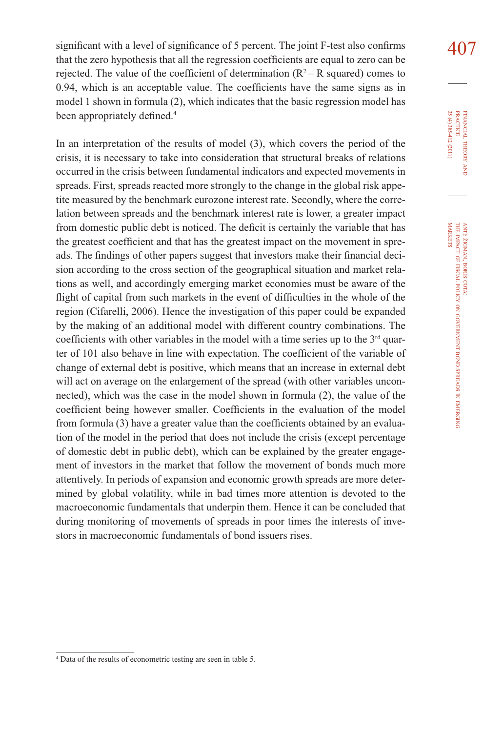significant with a level of significance of 5 percent. The joint F-test also confirms that the zero hypothesis that all the regression coefficients are equal to zero can be rejected. The value of the coefficient of determination ($R^2$ – R squared) comes to 0.94, which is an acceptable value. The coefficients have the same signs as in model 1 shown in formula (2), which indicates that the basic regression model has been appropriately defined.[4]

In an interpretation of the results of model (3), which covers the period of the crisis, it is necessary to take into consideration that structural breaks of relations occurred in the crisis between fundamental indicators and expected movements in spreads. First, spreads reacted more strongly to the change in the global risk appetite measured by the benchmark eurozone interest rate. Secondly, where the correlation between spreads and the benchmark interest rate is lower, a greater impact from domestic public debt is noticed. The deficit is certainly the variable that has the greatest coefficient and that has the greatest impact on the movement in spreads. The findings of other papers suggest that investors make their financial decision according to the cross section of the geographical situation and market relations as well, and accordingly emerging market economies must be aware of the flight of capital from such markets in the event of difficulties in the whole of the region (Cifarelli, 2006). Hence the investigation of this paper could be expanded by the making of an additional model with different country combinations. The coefficients with other variables in the model with a time series up to the 3rd quarter of 101 also behave in line with expectation. The coefficient of the variable of change of external debt is positive, which means that an increase in external debt will act on average on the enlargement of the spread (with other variables unconnected), which was the case in the model shown in formula (2), the value of the coefficient being however smaller. Coefficients in the evaluation of the model from formula (3) have a greater value than the coefficients obtained by an evaluation of the model in the period that does not include the crisis (except percentage of domestic debt in public debt), which can be explained by the greater engagement of investors in the market that follow the movement of bonds much more attentively. In periods of expansion and economic growth spreads are more determined by global volatility, while in bad times more attention is devoted to the macroeconomic fundamentals that underpin them. Hence it can be concluded that during monitoring of movements of spreads in poor times the interests of investors in macroeconomic fundamentals of bond issuers rises.

---

[4] Data of the results of econometric testing are seen in table 5.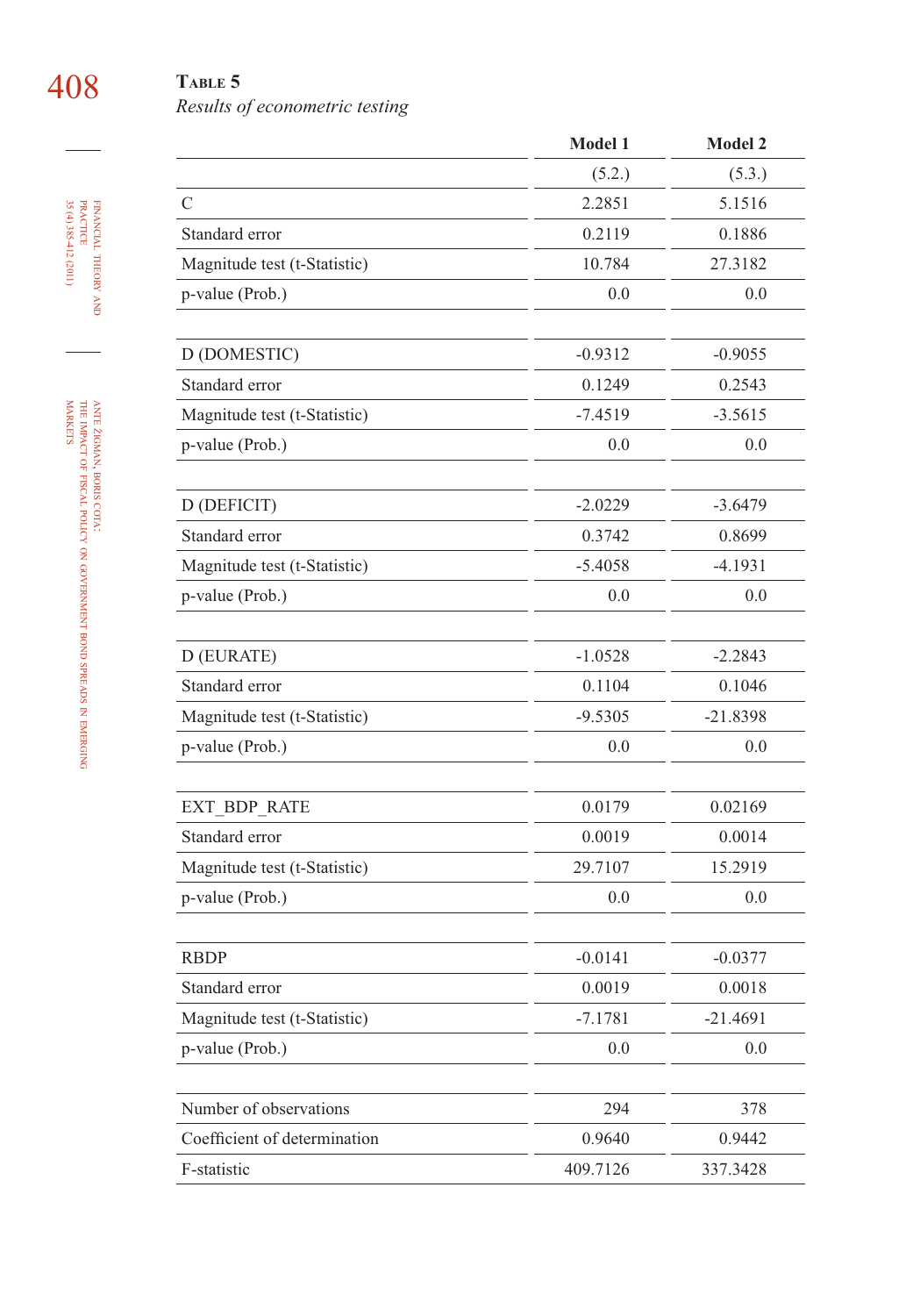**Table 5**

*Results of econometric testing*

| | Model 1 | Model 2 |
|---|---|---|
| | (5.2.) | (5.3.) |
| C | 2.2851 | 5.1516 |
| Standard error | 0.2119 | 0.1886 |
| Magnitude test (t-Statistic) | 10.784 | 27.3182 |
| p-value (Prob.) | 0.0 | 0.0 |
| | | |
| D (DOMESTIC) | -0.9312 | -0.9055 |
| Standard error | 0.1249 | 0.2543 |
| Magnitude test (t-Statistic) | -7.4519 | -3.5615 |
| p-value (Prob.) | 0.0 | 0.0 |
| | | |
| D (DEFICIT) | -2.0229 | -3.6479 |
| Standard error | 0.3742 | 0.8699 |
| Magnitude test (t-Statistic) | -5.4058 | -4.1931 |
| p-value (Prob.) | 0.0 | 0.0 |
| | | |
| D (EURATE) | -1.0528 | -2.2843 |
| Standard error | 0.1104 | 0.1046 |
| Magnitude test (t-Statistic) | -9.5305 | -21.8398 |
| p-value (Prob.) | 0.0 | 0.0 |
| | | |
| EXT_BDP_RATE | 0.0179 | 0.02169 |
| Standard error | 0.0019 | 0.0014 |
| Magnitude test (t-Statistic) | 29.7107 | 15.2919 |
| p-value (Prob.) | 0.0 | 0.0 |
| | | |
| RBDP | -0.0141 | -0.0377 |
| Standard error | 0.0019 | 0.0018 |
| Magnitude test (t-Statistic) | -7.1781 | -21.4691 |
| p-value (Prob.) | 0.0 | 0.0 |
| | | |
| Number of observations | 294 | 378 |
| Coefficient of determination | 0.9640 | 0.9442 |
| F-statistic | 409.7126 | 337.3428 |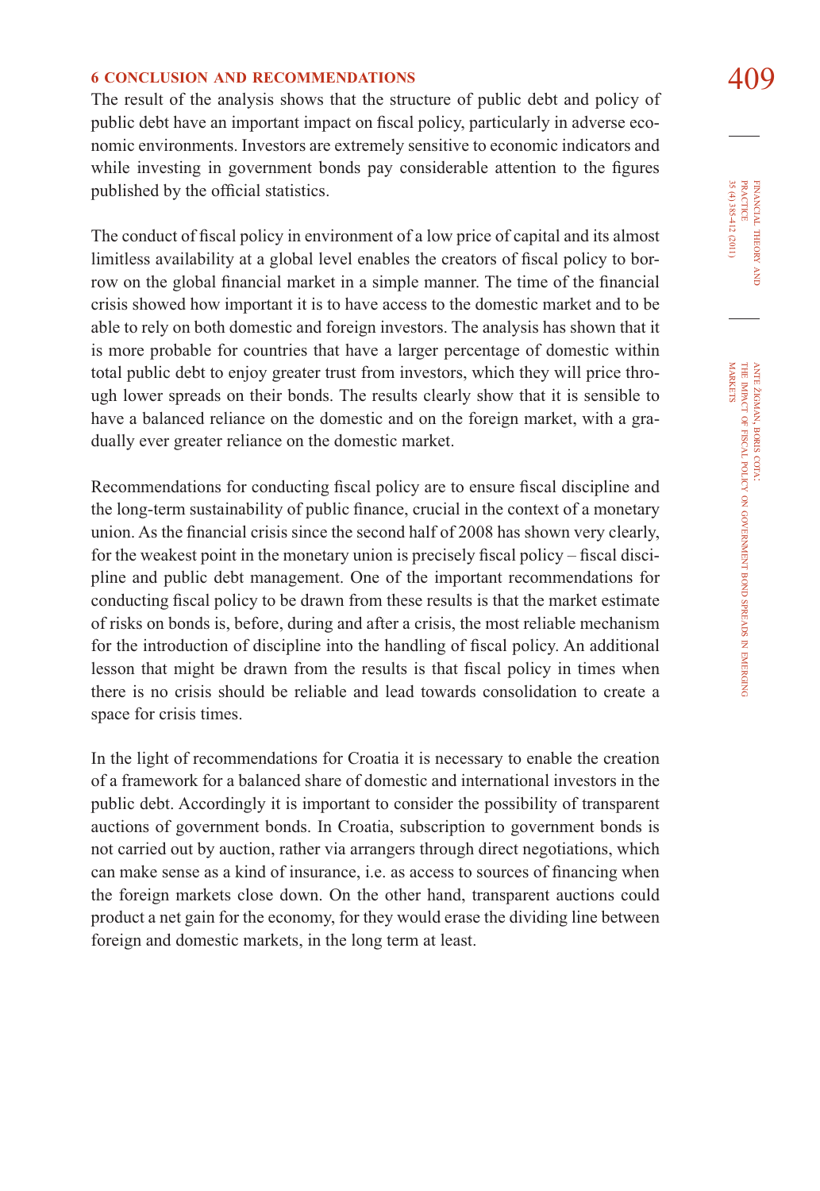## 6 CONCLUSION AND RECOMMENDATIONS

The result of the analysis shows that the structure of public debt and policy of public debt have an important impact on fiscal policy, particularly in adverse economic environments. Investors are extremely sensitive to economic indicators and while investing in government bonds pay considerable attention to the figures published by the official statistics.

The conduct of fiscal policy in environment of a low price of capital and its almost limitless availability at a global level enables the creators of fiscal policy to borrow on the global financial market in a simple manner. The time of the financial crisis showed how important it is to have access to the domestic market and to be able to rely on both domestic and foreign investors. The analysis has shown that it is more probable for countries that have a larger percentage of domestic within total public debt to enjoy greater trust from investors, which they will price through lower spreads on their bonds. The results clearly show that it is sensible to have a balanced reliance on the domestic and on the foreign market, with a gradually ever greater reliance on the domestic market.

Recommendations for conducting fiscal policy are to ensure fiscal discipline and the long-term sustainability of public finance, crucial in the context of a monetary union. As the financial crisis since the second half of 2008 has shown very clearly, for the weakest point in the monetary union is precisely fiscal policy – fiscal discipline and public debt management. One of the important recommendations for conducting fiscal policy to be drawn from these results is that the market estimate of risks on bonds is, before, during and after a crisis, the most reliable mechanism for the introduction of discipline into the handling of fiscal policy. An additional lesson that might be drawn from the results is that fiscal policy in times when there is no crisis should be reliable and lead towards consolidation to create a space for crisis times.

In the light of recommendations for Croatia it is necessary to enable the creation of a framework for a balanced share of domestic and international investors in the public debt. Accordingly it is important to consider the possibility of transparent auctions of government bonds. In Croatia, subscription to government bonds is not carried out by auction, rather via arrangers through direct negotiations, which can make sense as a kind of insurance, i.e. as access to sources of financing when the foreign markets close down. On the other hand, transparent auctions could product a net gain for the economy, for they would erase the dividing line between foreign and domestic markets, in the long term at least.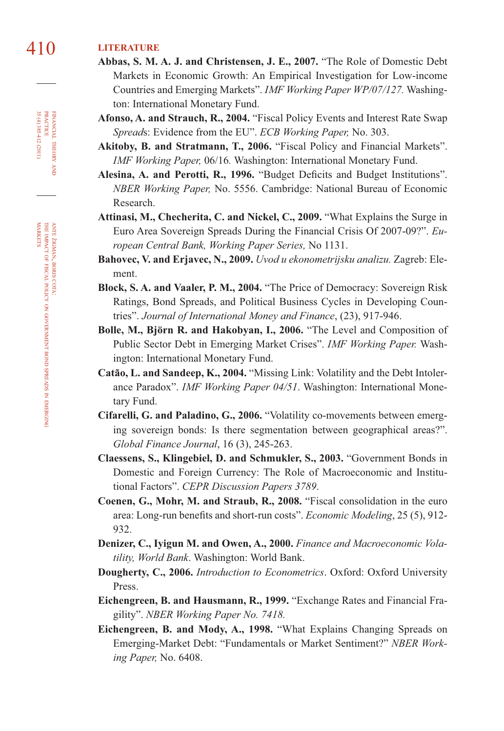## LITERATURE

**Abbas, S. M. A. J. and Christensen, J. E., 2007.** "The Role of Domestic Debt Markets in Economic Growth: An Empirical Investigation for Low-income Countries and Emerging Markets". *IMF Working Paper WP/07/127.* Washington: International Monetary Fund.

**Afonso, A. and Strauch, R., 2004.** "Fiscal Policy Events and Interest Rate Swap *Spread*s: Evidence from the EU". *ECB Working Paper,* No. 303.

**Akitoby, B. and Stratmann, T., 2006.** "Fiscal Policy and Financial Markets". *IMF Working Paper,* 06/16*.* Washington: International Monetary Fund.

**Alesina, A. and Perotti, R., 1996.** "Budget Deficits and Budget Institutions". *NBER Working Paper,* No. 5556. Cambridge: National Bureau of Economic Research.

**Attinasi, M., Checherita, C. and Nickel, C., 2009.** "What Explains the Surge in Euro Area Sovereign Spreads During the Financial Crisis Of 2007-09?". *European Central Bank, Working Paper Series,* No 1131.

**Bahovec, V. and Erjavec, N., 2009.** *Uvod u ekonometrijsku analizu.* Zagreb: Element.

**Block, S. A. and Vaaler, P. M., 2004.** "The Price of Democracy: Sovereign Risk Ratings, Bond Spreads, and Political Business Cycles in Developing Countries". *Journal of International Money and Finance*, (23), 917-946.

**Bolle, M., Björn R. and Hakobyan, I., 2006.** "The Level and Composition of Public Sector Debt in Emerging Market Crises". *IMF Working Paper.* Washington: International Monetary Fund.

**Catão, L. and Sandeep, K., 2004.** "Missing Link: Volatility and the Debt Intolerance Paradox". *IMF Working Paper 04/51*. Washington: International Monetary Fund.

**Cifarelli, G. and Paladino, G., 2006.** "Volatility co-movements between emerging sovereign bonds: Is there segmentation between geographical areas?". *Global Finance Journal*, 16 (3), 245-263.

**Claessens, S., Klingebiel, D. and Schmukler, S., 2003.** "Government Bonds in Domestic and Foreign Currency: The Role of Macroeconomic and Institutional Factors". *CEPR Discussion Papers 3789*.

**Coenen, G., Mohr, M. and Straub, R., 2008.** "Fiscal consolidation in the euro area: Long-run benefits and short-run costs". *Economic Modeling*, 25 (5), 912-932.

**Denizer, C., Iyigun M. and Owen, A., 2000.** *Finance and Macroeconomic Volatility, World Bank*. Washington: World Bank.

**Dougherty, C., 2006.** *Introduction to Econometrics*. Oxford: Oxford University Press.

**Eichengreen, B. and Hausmann, R., 1999.** "Exchange Rates and Financial Fragility". *NBER Working Paper No. 7418.*

**Eichengreen, B. and Mody, A., 1998.** "What Explains Changing Spreads on Emerging-Market Debt: "Fundamentals or Market Sentiment?" *NBER Working Paper,* No. 6408.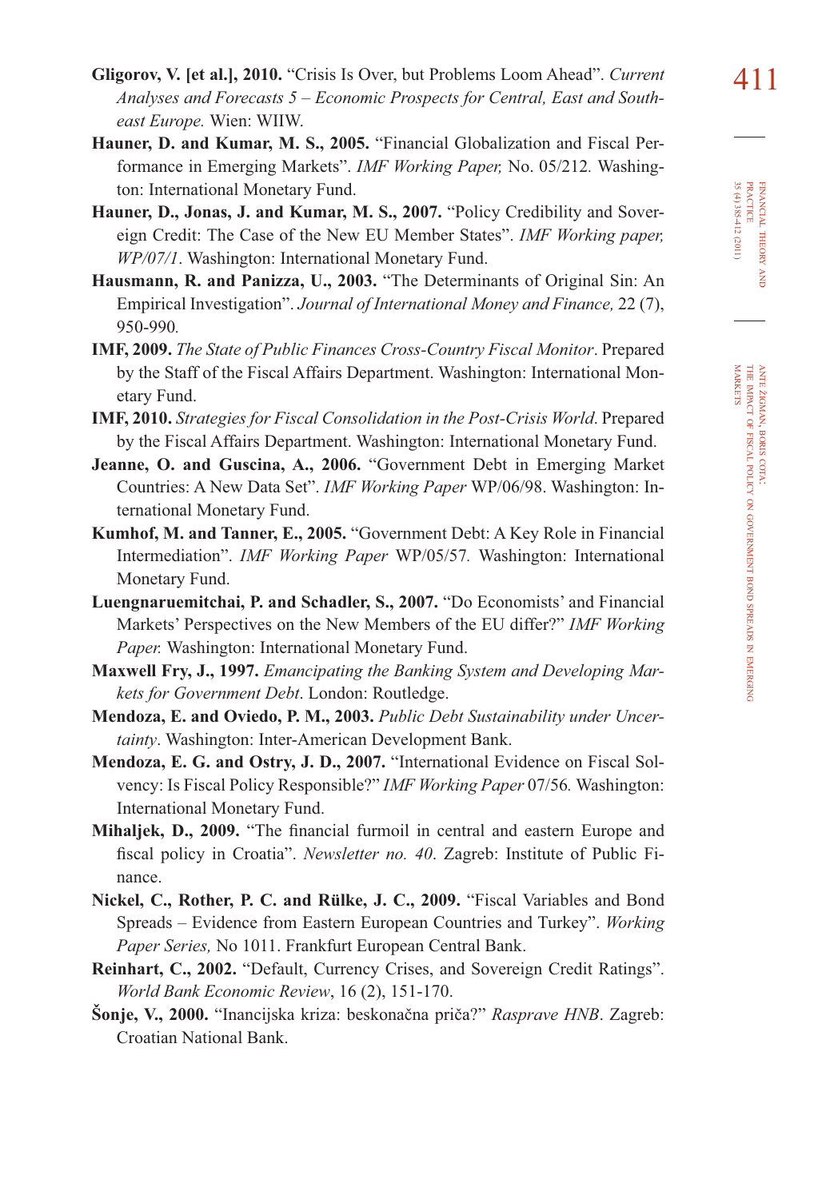**Gligorov, V. [et al.], 2010.** "Crisis Is Over, but Problems Loom Ahead". *Current Analyses and Forecasts 5 – Economic Prospects for Central, East and Southeast Europe.* Wien: WIIW.

**Hauner, D. and Kumar, M. S., 2005.** "Financial Globalization and Fiscal Performance in Emerging Markets". *IMF Working Paper,* No. 05/212. Washington: International Monetary Fund.

**Hauner, D., Jonas, J. and Kumar, M. S., 2007.** "Policy Credibility and Sovereign Credit: The Case of the New EU Member States". *IMF Working paper, WP/07/1*. Washington: International Monetary Fund.

**Hausmann, R. and Panizza, U., 2003.** "The Determinants of Original Sin: An Empirical Investigation". *Journal of International Money and Finance,* 22 (7), 950-990.

**IMF, 2009.** *The State of Public Finances Cross-Country Fiscal Monitor*. Prepared by the Staff of the Fiscal Affairs Department. Washington: International Monetary Fund.

**IMF, 2010.** *Strategies for Fiscal Consolidation in the Post-Crisis World*. Prepared by the Fiscal Affairs Department. Washington: International Monetary Fund.

**Jeanne, O. and Guscina, A., 2006.** "Government Debt in Emerging Market Countries: A New Data Set". *IMF Working Paper* WP/06/98. Washington: International Monetary Fund.

**Kumhof, M. and Tanner, E., 2005.** "Government Debt: A Key Role in Financial Intermediation". *IMF Working Paper* WP/05/57. Washington: International Monetary Fund.

**Luengnaruemitchai, P. and Schadler, S., 2007.** "Do Economists' and Financial Markets' Perspectives on the New Members of the EU differ?" *IMF Working Paper.* Washington: International Monetary Fund.

**Maxwell Fry, J., 1997.** *Emancipating the Banking System and Developing Markets for Government Debt*. London: Routledge.

**Mendoza, E. and Oviedo, P. M., 2003.** *Public Debt Sustainability under Uncertainty*. Washington: Inter-American Development Bank.

**Mendoza, E. G. and Ostry, J. D., 2007.** "International Evidence on Fiscal Solvency: Is Fiscal Policy Responsible?" *IMF Working Paper* 07/56. Washington: International Monetary Fund.

**Mihaljek, D., 2009.** "The financial furmoil in central and eastern Europe and fiscal policy in Croatia". *Newsletter no. 40*. Zagreb: Institute of Public Finance.

**Nickel, C., Rother, P. C. and Rülke, J. C., 2009.** "Fiscal Variables and Bond Spreads – Evidence from Eastern European Countries and Turkey". *Working Paper Series,* No 1011. Frankfurt European Central Bank.

**Reinhart, C., 2002.** "Default, Currency Crises, and Sovereign Credit Ratings". *World Bank Economic Review*, 16 (2), 151-170.

**Šonje, V., 2000.** "Inancijska kriza: beskonačna priča?" *Rasprave HNB*. Zagreb: Croatian National Bank.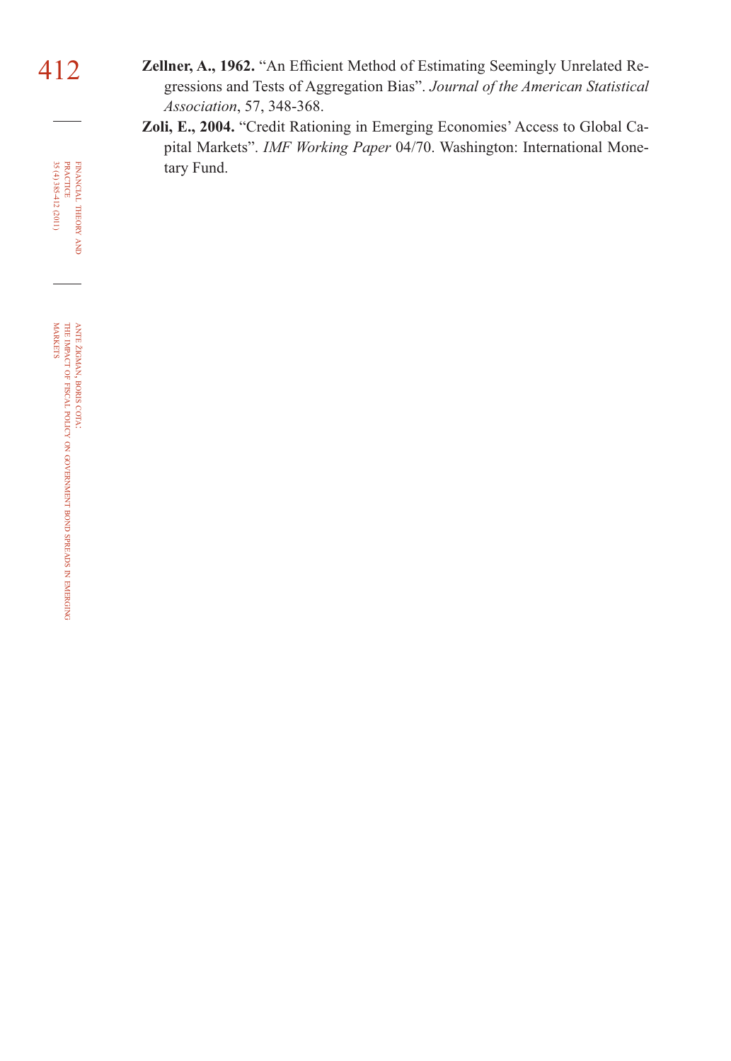**Zellner, A., 1962.** "An Efficient Method of Estimating Seemingly Unrelated Regressions and Tests of Aggregation Bias". *Journal of the American Statistical Association*, 57, 348-368.

**Zoli, E., 2004.** "Credit Rationing in Emerging Economies' Access to Global Capital Markets". *IMF Working Paper* 04/70. Washington: International Monetary Fund.